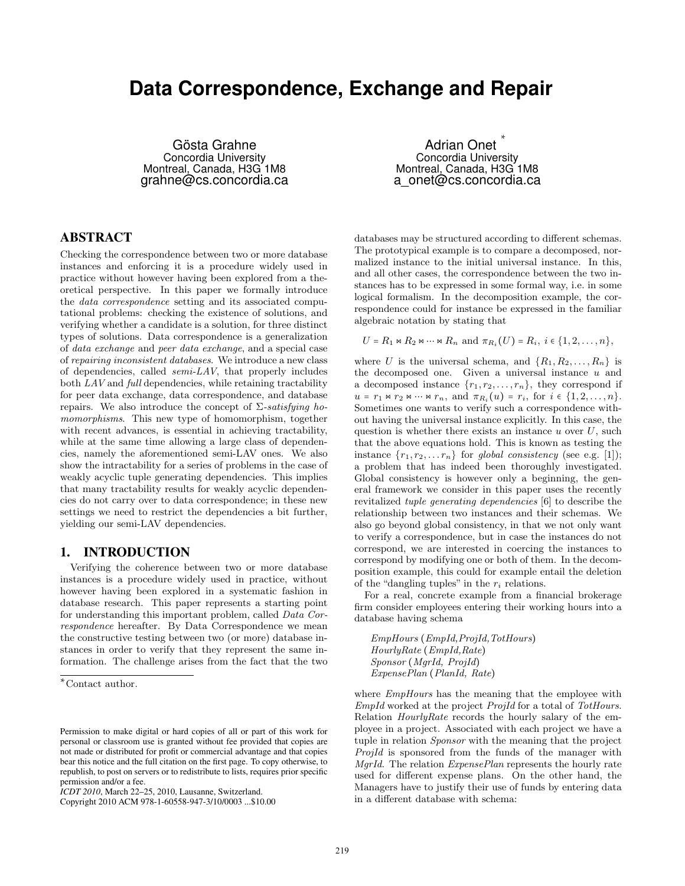# Data Correspondence, Exchange and Repair

Gösta Grahne
Concordia University
Montreal, Canada, H3G 1M8
grahne@cs.concordia.ca

Adrian Onet [*]
Concordia University
Montreal, Canada, H3G 1M8
a_onet@cs.concordia.ca

## ABSTRACT

Checking the correspondence between two or more database instances and enforcing it is a procedure widely used in practice without however having been explored from a theoretical perspective. In this paper we formally introduce the *data correspondence* setting and its associated computational problems: checking the existence of solutions, and verifying whether a candidate is a solution, for three distinct types of solutions. Data correspondence is a generalization of *data exchange* and *peer data exchange*, and a special case of *repairing inconsistent databases*. We introduce a new class of dependencies, called *semi-LAV*, that properly includes both *LAV* and *full* dependencies, while retaining tractability for peer data exchange, data correspondence, and database repairs. We also introduce the concept of Σ*-satisfying homomorphisms*. This new type of homomorphism, together with recent advances, is essential in achieving tractability, while at the same time allowing a large class of dependencies, namely the aforementioned semi-LAV ones. We also show the intractability for a series of problems in the case of weakly acyclic tuple generating dependencies. This implies that many tractability results for weakly acyclic dependencies do not carry over to data correspondence; in these new settings we need to restrict the dependencies a bit further, yielding our semi-LAV dependencies.

## 1. INTRODUCTION

Verifying the coherence between two or more database instances is a procedure widely used in practice, without however having been explored in a systematic fashion in database research. This paper represents a starting point for understanding this important problem, called *Data Correspondence* hereafter. By Data Correspondence we mean the constructive testing between two (or more) database instances in order to verify that they represent the same information. The challenge arises from the fact that the two databases may be structured according to different schemas. The prototypical example is to compare a decomposed, normalized instance to the initial universal instance. In this, and all other cases, the correspondence between the two instances has to be expressed in some formal way, i.e. in some logical formalism. In the decomposition example, the correspondence could for instance be expressed in the familiar algebraic notation by stating that

$$U = R_1 \bowtie R_2 \bowtie \cdots \bowtie R_n \text{ and } \pi_{R_i}(U) = R_i,\ i \in \{1, 2, \ldots, n\},$$

where $U$ is the universal schema, and $\{R_1, R_2, \ldots, R_n\}$ is the decomposed one. Given a universal instance $u$ and a decomposed instance $\{r_1, r_2, \ldots, r_n\}$, they correspond if $u = r_1 \bowtie r_2 \bowtie \cdots \bowtie r_n$, and $\pi_{R_i}(u) = r_i$, for $i \in \{1, 2, \ldots, n\}$. Sometimes one wants to verify such a correspondence without having the universal instance explicitly. In this case, the question is whether there exists an instance $u$ over $U$, such that the above equations hold. This is known as testing the instance $\{r_1, r_2, \ldots r_n\}$ for *global consistency* (see e.g. [1]); a problem that has indeed been thoroughly investigated. Global consistency is however only a beginning, the general framework we consider in this paper uses the recently revitalized *tuple generating dependencies* [6] to describe the relationship between two instances and their schemas. We also go beyond global consistency, in that we not only want to verify a correspondence, but in case the instances do not correspond, we are interested in coercing the instances to correspond by modifying one or both of them. In the decomposition example, this could for example entail the deletion of the "dangling tuples" in the $r_i$ relations.

For a real, concrete example from a financial brokerage firm consider employees entering their working hours into a database having schema

*EmpHours* (*EmpId,ProjId,TotHours*)
*HourlyRate* (*EmpId,Rate*)
*Sponsor* (*MgrId, ProjId*)
*ExpensePlan* (*PlanId, Rate*)

where *EmpHours* has the meaning that the employee with *EmpId* worked at the project *ProjId* for a total of *TotHours*. Relation *HourlyRate* records the hourly salary of the employee in a project. Associated with each project we have a tuple in relation *Sponsor* with the meaning that the project *ProjId* is sponsored from the funds of the manager with *MgrId*. The relation *ExpensePlan* represents the hourly rate used for different expense plans. On the other hand, the Managers have to justify their use of funds by entering data in a different database with schema:

[*] Contact author.

Permission to make digital or hard copies of all or part of this work for personal or classroom use is granted without fee provided that copies are not made or distributed for profit or commercial advantage and that copies bear this notice and the full citation on the first page. To copy otherwise, to republish, to post on servers or to redistribute to lists, requires prior specific permission and/or a fee.
*ICDT 2010*, March 22–25, 2010, Lausanne, Switzerland.
Copyright 2010 ACM 978-1-60558-947-3/10/0003 ...$10.00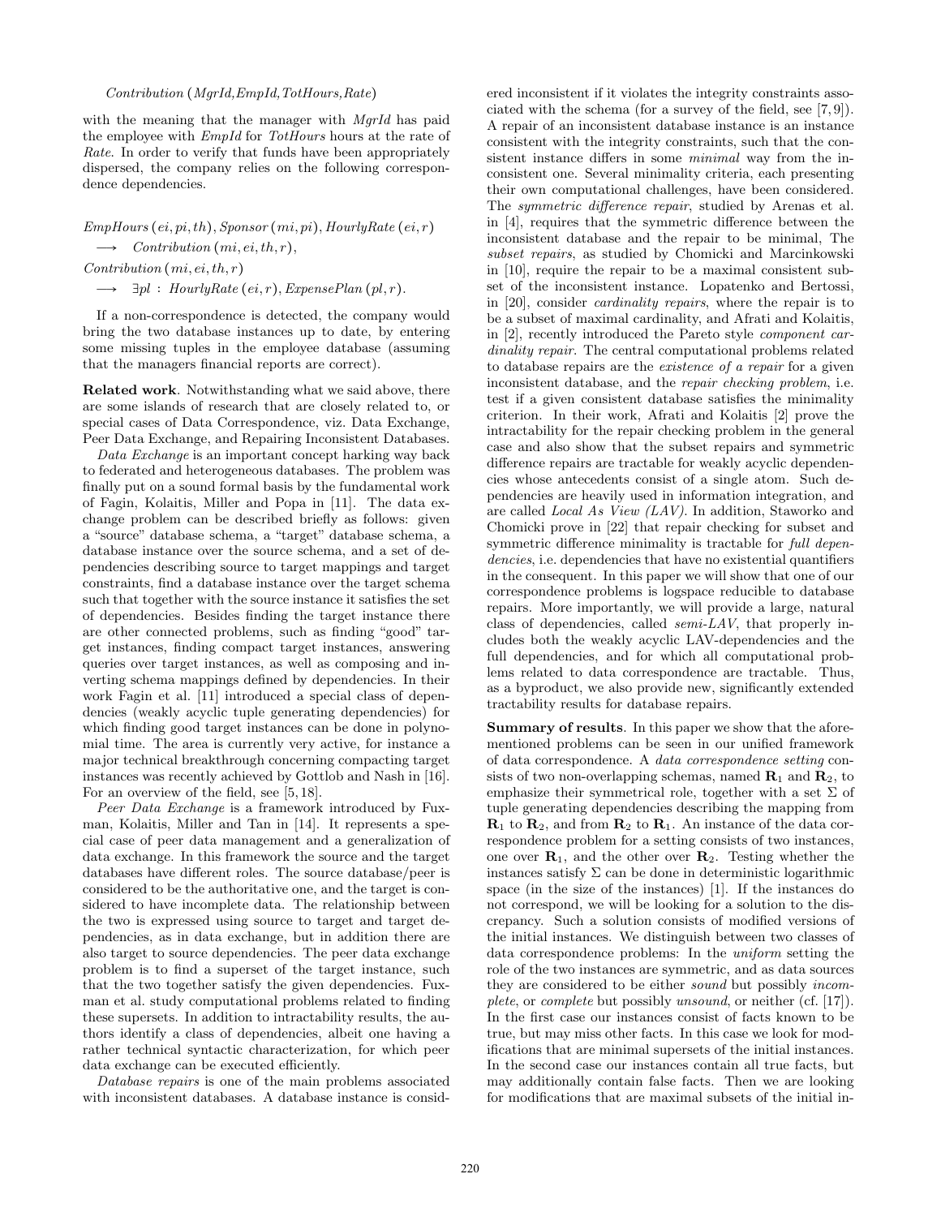*Contribution* (*MgrId,EmpId,TotHours,Rate*)

with the meaning that the manager with *MgrId* has paid the employee with *EmpId* for *TotHours* hours at the rate of *Rate*. In order to verify that funds have been appropriately dispersed, the company relies on the following correspondence dependencies.

$$\begin{aligned}
&\mathit{EmpHours}\,(ei, pi, th), \mathit{Sponsor}\,(mi, pi), \mathit{HourlyRate}\,(ei, r)\\
&\quad\longrightarrow\quad \mathit{Contribution}\,(mi, ei, th, r),\\
&\mathit{Contribution}\,(mi, ei, th, r)\\
&\quad\longrightarrow\quad \exists pl\,:\, \mathit{HourlyRate}\,(ei, r), \mathit{ExpensePlan}\,(pl, r).
\end{aligned}$$

If a non-correspondence is detected, the company would bring the two database instances up to date, by entering some missing tuples in the employee database (assuming that the managers financial reports are correct).

**Related work**. Notwithstanding what we said above, there are some islands of research that are closely related to, or special cases of Data Correspondence, viz. Data Exchange, Peer Data Exchange, and Repairing Inconsistent Databases.

*Data Exchange* is an important concept harking way back to federated and heterogeneous databases. The problem was finally put on a sound formal basis by the fundamental work of Fagin, Kolaitis, Miller and Popa in [11]. The data exchange problem can be described briefly as follows: given a "source" database schema, a "target" database schema, a database instance over the source schema, and a set of dependencies describing source to target mappings and target constraints, find a database instance over the target schema such that together with the source instance it satisfies the set of dependencies. Besides finding the target instance there are other connected problems, such as finding "good" target instances, finding compact target instances, answering queries over target instances, as well as composing and inverting schema mappings defined by dependencies. In their work Fagin et al. [11] introduced a special class of dependencies (weakly acyclic tuple generating dependencies) for which finding good target instances can be done in polynomial time. The area is currently very active, for instance a major technical breakthrough concerning compacting target instances was recently achieved by Gottlob and Nash in [16]. For an overview of the field, see [5,18].

*Peer Data Exchange* is a framework introduced by Fuxman, Kolaitis, Miller and Tan in [14]. It represents a special case of peer data management and a generalization of data exchange. In this framework the source and the target databases have different roles. The source database/peer is considered to be the authoritative one, and the target is considered to have incomplete data. The relationship between the two is expressed using source to target and target dependencies, as in data exchange, but in addition there are also target to source dependencies. The peer data exchange problem is to find a superset of the target instance, such that the two together satisfy the given dependencies. Fuxman et al. study computational problems related to finding these supersets. In addition to intractability results, the authors identify a class of dependencies, albeit one having a rather technical syntactic characterization, for which peer data exchange can be executed efficiently.

*Database repairs* is one of the main problems associated with inconsistent databases. A database instance is considered inconsistent if it violates the integrity constraints associated with the schema (for a survey of the field, see [7,9]). A repair of an inconsistent database instance is an instance consistent with the integrity constraints, such that the consistent instance differs in some *minimal* way from the inconsistent one. Several minimality criteria, each presenting their own computational challenges, have been considered. The *symmetric difference repair*, studied by Arenas et al. in [4], requires that the symmetric difference between the inconsistent database and the repair to be minimal, The *subset repairs*, as studied by Chomicki and Marcinkowski in [10], require the repair to be a maximal consistent subset of the inconsistent instance. Lopatenko and Bertossi, in [20], consider *cardinality repairs*, where the repair is to be a subset of maximal cardinality, and Afrati and Kolaitis, in [2], recently introduced the Pareto style *component cardinality repair*. The central computational problems related to database repairs are the *existence of a repair* for a given inconsistent database, and the *repair checking problem*, i.e. test if a given consistent database satisfies the minimality criterion. In their work, Afrati and Kolaitis [2] prove the intractability for the repair checking problem in the general case and also show that the subset repairs and symmetric difference repairs are tractable for weakly acyclic dependencies whose antecedents consist of a single atom. Such dependencies are heavily used in information integration, and are called *Local As View (LAV)*. In addition, Staworko and Chomicki prove in [22] that repair checking for subset and symmetric difference minimality is tractable for *full dependencies*, i.e. dependencies that have no existential quantifiers in the consequent. In this paper we will show that one of our correspondence problems is logspace reducible to database repairs. More importantly, we will provide a large, natural class of dependencies, called *semi-LAV*, that properly includes both the weakly acyclic LAV-dependencies and the full dependencies, and for which all computational problems related to data correspondence are tractable. Thus, as a byproduct, we also provide new, significantly extended tractability results for database repairs.

**Summary of results**. In this paper we show that the aforementioned problems can be seen in our unified framework of data correspondence. A *data correspondence setting* consists of two non-overlapping schemas, named $\mathbf{R}_1$ and $\mathbf{R}_2$, to emphasize their symmetrical role, together with a set $\Sigma$ of tuple generating dependencies describing the mapping from $\mathbf{R}_1$ to $\mathbf{R}_2$, and from $\mathbf{R}_2$ to $\mathbf{R}_1$. An instance of the data correspondence problem for a setting consists of two instances, one over $\mathbf{R}_1$, and the other over $\mathbf{R}_2$. Testing whether the instances satisfy $\Sigma$ can be done in deterministic logarithmic space (in the size of the instances) [1]. If the instances do not correspond, we will be looking for a solution to the discrepancy. Such a solution consists of modified versions of the initial instances. We distinguish between two classes of data correspondence problems: In the *uniform* setting the role of the two instances are symmetric, and as data sources they are considered to be either *sound* but possibly *incomplete*, or *complete* but possibly *unsound*, or neither (cf. [17]). In the first case our instances consist of facts known to be true, but may miss other facts. In this case we look for modifications that are minimal supersets of the initial instances. In the second case our instances contain all true facts, but may additionally contain false facts. Then we are looking for modifications that are maximal subsets of the initial in-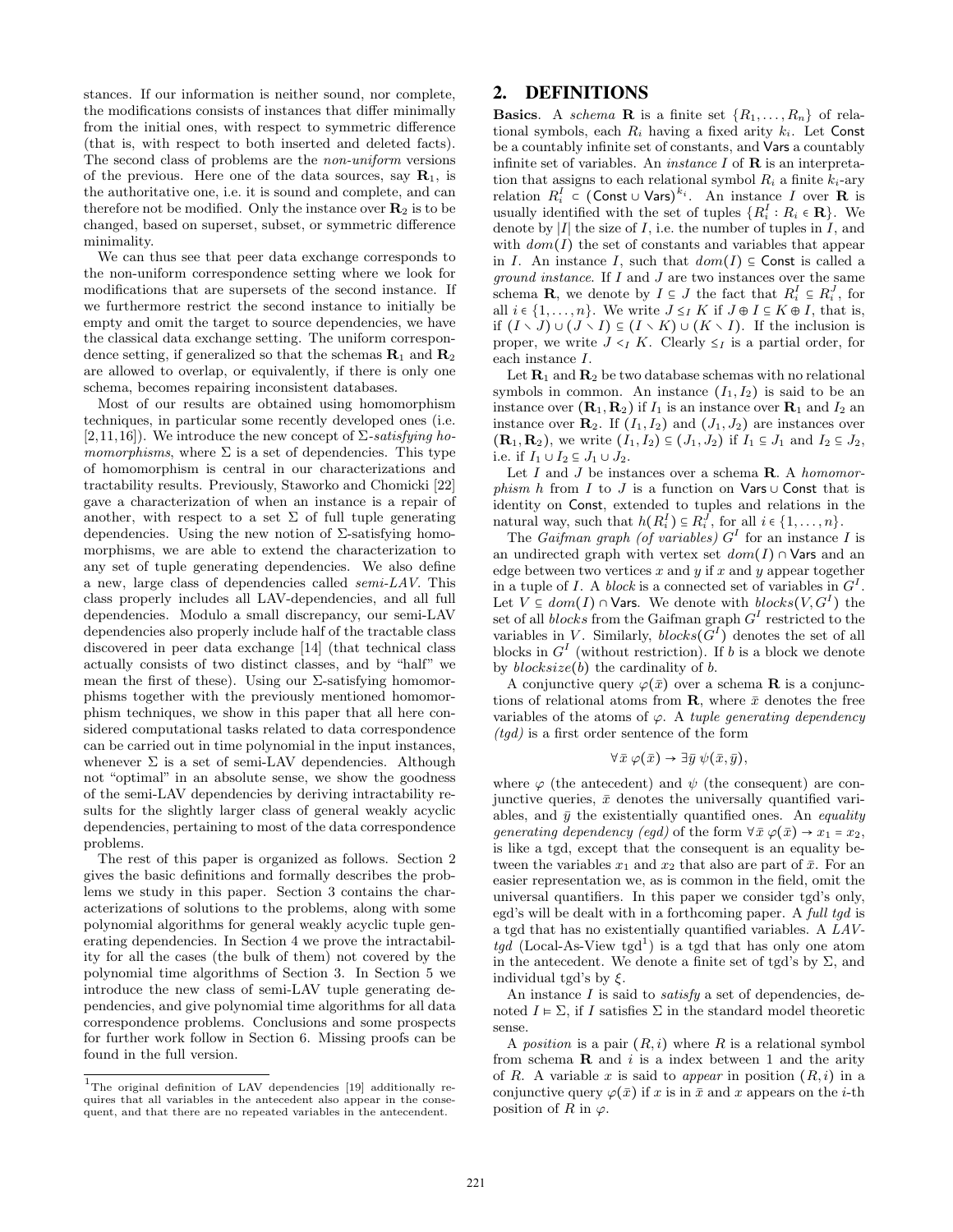stances. If our information is neither sound, nor complete, the modifications consists of instances that differ minimally from the initial ones, with respect to symmetric difference (that is, with respect to both inserted and deleted facts). The second class of problems are the *non-uniform* versions of the previous. Here one of the data sources, say $\mathbf{R}_1$, is the authoritative one, i.e. it is sound and complete, and can therefore not be modified. Only the instance over $\mathbf{R}_2$ is to be changed, based on superset, subset, or symmetric difference minimality.

We can thus see that peer data exchange corresponds to the non-uniform correspondence setting where we look for modifications that are supersets of the second instance. If we furthermore restrict the second instance to initially be empty and omit the target to source dependencies, we have the classical data exchange setting. The uniform correspondence setting, if generalized so that the schemas $\mathbf{R}_1$ and $\mathbf{R}_2$ are allowed to overlap, or equivalently, if there is only one schema, becomes repairing inconsistent databases.

Most of our results are obtained using homomorphism techniques, in particular some recently developed ones (i.e. [2,11,16]). We introduce the new concept of $\Sigma$-*satisfying homomorphisms*, where $\Sigma$ is a set of dependencies. This type of homomorphism is central in our characterizations and tractability results. Previously, Staworko and Chomicki [22] gave a characterization of when an instance is a repair of another, with respect to a set $\Sigma$ of full tuple generating dependencies. Using the new notion of $\Sigma$-satisfying homomorphisms, we are able to extend the characterization to any set of tuple generating dependencies. We also define a new, large class of dependencies called *semi-LAV*. This class properly includes all LAV-dependencies, and all full dependencies. Modulo a small discrepancy, our semi-LAV dependencies also properly include half of the tractable class discovered in peer data exchange [14] (that technical class actually consists of two distinct classes, and by "half" we mean the first of these). Using our $\Sigma$-satisfying homomorphisms together with the previously mentioned homomorphism techniques, we show in this paper that all here considered computational tasks related to data correspondence can be carried out in time polynomial in the input instances, whenever $\Sigma$ is a set of semi-LAV dependencies. Although not "optimal" in an absolute sense, we show the goodness of the semi-LAV dependencies by deriving intractability results for the slightly larger class of general weakly acyclic dependencies, pertaining to most of the data correspondence problems.

The rest of this paper is organized as follows. Section 2 gives the basic definitions and formally describes the problems we study in this paper. Section 3 contains the characterizations of solutions to the problems, along with some polynomial algorithms for general weakly acyclic tuple generating dependencies. In Section 4 we prove the intractability for all the cases (the bulk of them) not covered by the polynomial time algorithms of Section 3. In Section 5 we introduce the new class of semi-LAV tuple generating dependencies, and give polynomial time algorithms for all data correspondence problems. Conclusions and some prospects for further work follow in Section 6. Missing proofs can be found in the full version.

[1]The original definition of LAV dependencies [19] additionally requires that all variables in the antecedent also appear in the consequent, and that there are no repeated variables in the antecedent.

## 2. DEFINITIONS

**Basics**. A *schema* $\mathbf{R}$ is a finite set $\{R_1, \ldots, R_n\}$ of relational symbols, each $R_i$ having a fixed arity $k_i$. Let Const be a countably infinite set of constants, and Vars a countably infinite set of variables. An *instance* $I$ of $\mathbf{R}$ is an interpretation that assigns to each relational symbol $R_i$ a finite $k_i$-ary relation $R_i^I \subset (\mathsf{Const} \cup \mathsf{Vars})^{k_i}$. An instance $I$ over $\mathbf{R}$ is usually identified with the set of tuples $\{R_i^I : R_i \in \mathbf{R}\}$. We denote by $|I|$ the size of $I$, i.e. the number of tuples in $I$, and with $dom(I)$ the set of constants and variables that appear in $I$. An instance $I$, such that $dom(I) \subseteq \mathsf{Const}$ is called a *ground instance*. If $I$ and $J$ are two instances over the same schema $\mathbf{R}$, we denote by $I \subseteq J$ the fact that $R_i^I \subseteq R_i^J$, for all $i \in \{1, \ldots, n\}$. We write $J \leq_I K$ if $J \oplus I \subseteq K \oplus I$, that is, if $(I \setminus J) \cup (J \setminus I) \subseteq (I \setminus K) \cup (K \setminus I)$. If the inclusion is proper, we write $J <_I K$. Clearly $\leq_I$ is a partial order, for each instance $I$.

Let $\mathbf{R}_1$ and $\mathbf{R}_2$ be two database schemas with no relational symbols in common. An instance $(I_1, I_2)$ is said to be an instance over $(\mathbf{R}_1, \mathbf{R}_2)$ if $I_1$ is an instance over $\mathbf{R}_1$ and $I_2$ an instance over $\mathbf{R}_2$. If $(I_1, I_2)$ and $(J_1, J_2)$ are instances over $(\mathbf{R}_1, \mathbf{R}_2)$, we write $(I_1, I_2) \subseteq (J_1, J_2)$ if $I_1 \subseteq J_1$ and $I_2 \subseteq J_2$, i.e. if $I_1 \cup I_2 \subseteq J_1 \cup J_2$.

Let $I$ and $J$ be instances over a schema $\mathbf{R}$. A *homomorphism* $h$ from $I$ to $J$ is a function on $\mathsf{Vars} \cup \mathsf{Const}$ that is identity on Const, extended to tuples and relations in the natural way, such that $h(R_i^I) \subseteq R_i^J$, for all $i \in \{1, \ldots, n\}$.

The *Gaifman graph (of variables)* $G^I$ for an instance $I$ is an undirected graph with vertex set $dom(I) \cap \mathsf{Vars}$ and an edge between two vertices $x$ and $y$ if $x$ and $y$ appear together in a tuple of $I$. A *block* is a connected set of variables in $G^I$. Let $V \subseteq dom(I) \cap \mathsf{Vars}$. We denote with $blocks(V, G^I)$ the set of all *blocks* from the Gaifman graph $G^I$ restricted to the variables in $V$. Similarly, $blocks(G^I)$ denotes the set of all blocks in $G^I$ (without restriction). If $b$ is a block we denote by $blocksize(b)$ the cardinality of $b$.

A conjunctive query $\varphi(\bar{x})$ over a schema $\mathbf{R}$ is a conjunctions of relational atoms from $\mathbf{R}$, where $\bar{x}$ denotes the free variables of the atoms of $\varphi$. A *tuple generating dependency (tgd)* is a first order sentence of the form

$$\forall \bar{x}\, \varphi(\bar{x}) \rightarrow \exists \bar{y}\, \psi(\bar{x}, \bar{y}),$$

where $\varphi$ (the antecedent) and $\psi$ (the consequent) are conjunctive queries, $\bar{x}$ denotes the universally quantified variables, and $\bar{y}$ the existentially quantified ones. An *equality generating dependency (egd)* of the form $\forall \bar{x}\, \varphi(\bar{x}) \rightarrow x_1 = x_2$, is like a tgd, except that the consequent is an equality between the variables $x_1$ and $x_2$ that also are part of $\bar{x}$. For an easier representation we, as is common in the field, omit the universal quantifiers. In this paper we consider tgd's only, egd's will be dealt with in a forthcoming paper. A *full tgd* is a tgd that has no existentially quantified variables. A *LAV-tgd* (Local-As-View tgd[1]) is a tgd that has only one atom in the antecedent. We denote a finite set of tgd's by $\Sigma$, and individual tgd's by $\xi$.

An instance $I$ is said to *satisfy* a set of dependencies, denoted $I \models \Sigma$, if $I$ satisfies $\Sigma$ in the standard model theoretic sense.

A *position* is a pair $(R, i)$ where $R$ is a relational symbol from schema $\mathbf{R}$ and $i$ is a index between 1 and the arity of $R$. A variable $x$ is said to *appear* in position $(R, i)$ in a conjunctive query $\varphi(\bar{x})$ if $x$ is in $\bar{x}$ and $x$ appears on the $i$-th position of $R$ in $\varphi$.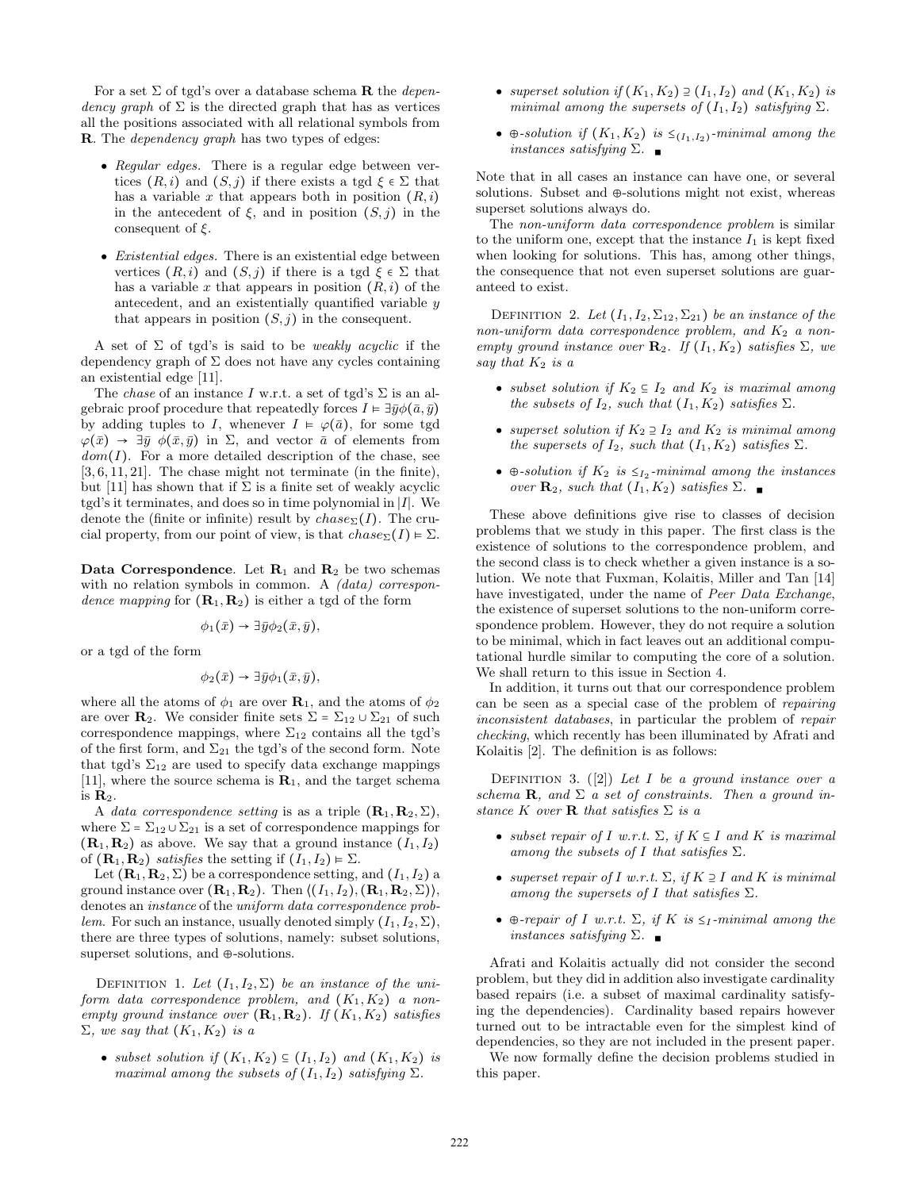For a set $\Sigma$ of tgd's over a database schema $\mathbf{R}$ the *dependency graph* of $\Sigma$ is the directed graph that has as vertices all the positions associated with all relational symbols from $\mathbf{R}$. The *dependency graph* has two types of edges:

- *Regular edges.* There is a regular edge between vertices $(R,i)$ and $(S,j)$ if there exists a tgd $\xi \in \Sigma$ that has a variable $x$ that appears both in position $(R,i)$ in the antecedent of $\xi$, and in position $(S,j)$ in the consequent of $\xi$.
- *Existential edges.* There is an existential edge between vertices $(R,i)$ and $(S,j)$ if there is a tgd $\xi \in \Sigma$ that has a variable $x$ that appears in position $(R,i)$ of the antecedent, and an existentially quantified variable $y$ that appears in position $(S,j)$ in the consequent.

A set of $\Sigma$ of tgd's is said to be *weakly acyclic* if the dependency graph of $\Sigma$ does not have any cycles containing an existential edge [11].

The *chase* of an instance $I$ w.r.t. a set of tgd's $\Sigma$ is an algebraic proof procedure that repeatedly forces $I \models \exists \bar{y} \phi(\bar{a}, \bar{y})$ by adding tuples to $I$, whenever $I \models \varphi(\bar{a})$, for some tgd $\varphi(\bar{x}) \to \exists \bar{y}\ \phi(\bar{x}, \bar{y})$ in $\Sigma$, and vector $\bar{a}$ of elements from $dom(I)$. For a more detailed description of the chase, see [3, 6, 11, 21]. The chase might not terminate (in the finite), but [11] has shown that if $\Sigma$ is a finite set of weakly acyclic tgd's it terminates, and does so in time polynomial in $|I|$. We denote the (finite or infinite) result by $chase_\Sigma(I)$. The crucial property, from our point of view, is that $chase_\Sigma(I) \models \Sigma$.

**Data Correspondence**. Let $\mathbf{R}_1$ and $\mathbf{R}_2$ be two schemas with no relation symbols in common. A *(data) correspondence mapping* for $(\mathbf{R}_1, \mathbf{R}_2)$ is either a tgd of the form

$$\phi_1(\bar{x}) \to \exists \bar{y} \phi_2(\bar{x}, \bar{y}),$$

or a tgd of the form

$$\phi_2(\bar{x}) \to \exists \bar{y} \phi_1(\bar{x}, \bar{y}),$$

where all the atoms of $\phi_1$ are over $\mathbf{R}_1$, and the atoms of $\phi_2$ are over $\mathbf{R}_2$. We consider finite sets $\Sigma = \Sigma_{12} \cup \Sigma_{21}$ of such correspondence mappings, where $\Sigma_{12}$ contains all the tgd's of the first form, and $\Sigma_{21}$ the tgd's of the second form. Note that tgd's $\Sigma_{12}$ are used to specify data exchange mappings [11], where the source schema is $\mathbf{R}_1$, and the target schema is $\mathbf{R}_2$.

A *data correspondence setting* is as a triple $(\mathbf{R}_1, \mathbf{R}_2, \Sigma)$, where $\Sigma = \Sigma_{12} \cup \Sigma_{21}$ is a set of correspondence mappings for $(\mathbf{R}_1, \mathbf{R}_2)$ as above. We say that a ground instance $(I_1, I_2)$ of $(\mathbf{R}_1, \mathbf{R}_2)$ *satisfies* the setting if $(I_1, I_2) \models \Sigma$.

Let $(\mathbf{R}_1, \mathbf{R}_2, \Sigma)$ be a correspondence setting, and $(I_1, I_2)$ a ground instance over $(\mathbf{R}_1, \mathbf{R}_2)$. Then $\langle (I_1, I_2), (\mathbf{R}_1, \mathbf{R}_2, \Sigma) \rangle$, denotes an *instance* of the *uniform data correspondence problem*. For such an instance, usually denoted simply $(I_1, I_2, \Sigma)$, there are three types of solutions, namely: subset solutions, superset solutions, and $\oplus$-solutions.

Definition 1. *Let $(I_1, I_2, \Sigma)$ be an instance of the uniform data correspondence problem, and $(K_1, K_2)$ a non-empty ground instance over $(\mathbf{R}_1, \mathbf{R}_2)$. If $(K_1, K_2)$ satisfies $\Sigma$, we say that $(K_1, K_2)$ is a*

- *subset solution if $(K_1, K_2) \subseteq (I_1, I_2)$ and $(K_1, K_2)$ is maximal among the subsets of $(I_1, I_2)$ satisfying $\Sigma$.*
- *superset solution if $(K_1, K_2) \supseteq (I_1, I_2)$ and $(K_1, K_2)$ is minimal among the supersets of $(I_1, I_2)$ satisfying $\Sigma$.*
- *$\oplus$-solution if $(K_1, K_2)$ is $\leq_{(I_1, I_2)}$-minimal among the instances satisfying $\Sigma$.* ∎

Note that in all cases an instance can have one, or several solutions. Subset and $\oplus$-solutions might not exist, whereas superset solutions always do.

The *non-uniform data correspondence problem* is similar to the uniform one, except that the instance $I_1$ is kept fixed when looking for solutions. This has, among other things, the consequence that not even superset solutions are guaranteed to exist.

Definition 2. *Let $(I_1, I_2, \Sigma_{12}, \Sigma_{21})$ be an instance of the non-uniform data correspondence problem, and $K_2$ a non-empty ground instance over $\mathbf{R}_2$. If $(I_1, K_2)$ satisfies $\Sigma$, we say that $K_2$ is a*

- *subset solution if $K_2 \subseteq I_2$ and $K_2$ is maximal among the subsets of $I_2$, such that $(I_1, K_2)$ satisfies $\Sigma$.*
- *superset solution if $K_2 \supseteq I_2$ and $K_2$ is minimal among the supersets of $I_2$, such that $(I_1, K_2)$ satisfies $\Sigma$.*
- *$\oplus$-solution if $K_2$ is $\leq_{I_2}$-minimal among the instances over $\mathbf{R}_2$, such that $(I_1, K_2)$ satisfies $\Sigma$.* ∎

These above definitions give rise to classes of decision problems that we study in this paper. The first class is the existence of solutions to the correspondence problem, and the second class is to check whether a given instance is a solution. We note that Fuxman, Kolaitis, Miller and Tan [14] have investigated, under the name of *Peer Data Exchange*, the existence of superset solutions to the non-uniform correspondence problem. However, they do not require a solution to be minimal, which in fact leaves out an additional computational hurdle similar to computing the core of a solution. We shall return to this issue in Section 4.

In addition, it turns out that our correspondence problem can be seen as a special case of the problem of *repairing inconsistent databases*, in particular the problem of *repair checking*, which recently has been illuminated by Afrati and Kolaitis [2]. The definition is as follows:

Definition 3. ([2]) *Let $I$ be a ground instance over a schema $\mathbf{R}$, and $\Sigma$ a set of constraints. Then a ground instance $K$ over $\mathbf{R}$ that satisfies $\Sigma$ is a*

- *subset repair of $I$ w.r.t. $\Sigma$, if $K \subseteq I$ and $K$ is maximal among the subsets of $I$ that satisfies $\Sigma$.*
- *superset repair of $I$ w.r.t. $\Sigma$, if $K \supseteq I$ and $K$ is minimal among the supersets of $I$ that satisfies $\Sigma$.*
- *$\oplus$-repair of $I$ w.r.t. $\Sigma$, if $K$ is $\leq_I$-minimal among the instances satisfying $\Sigma$.* ∎

Afrati and Kolaitis actually did not consider the second problem, but they did in addition also investigate cardinality based repairs (i.e. a subset of maximal cardinality satisfying the dependencies). Cardinality based repairs however turned out to be intractable even for the simplest kind of dependencies, so they are not included in the present paper.

We now formally define the decision problems studied in this paper.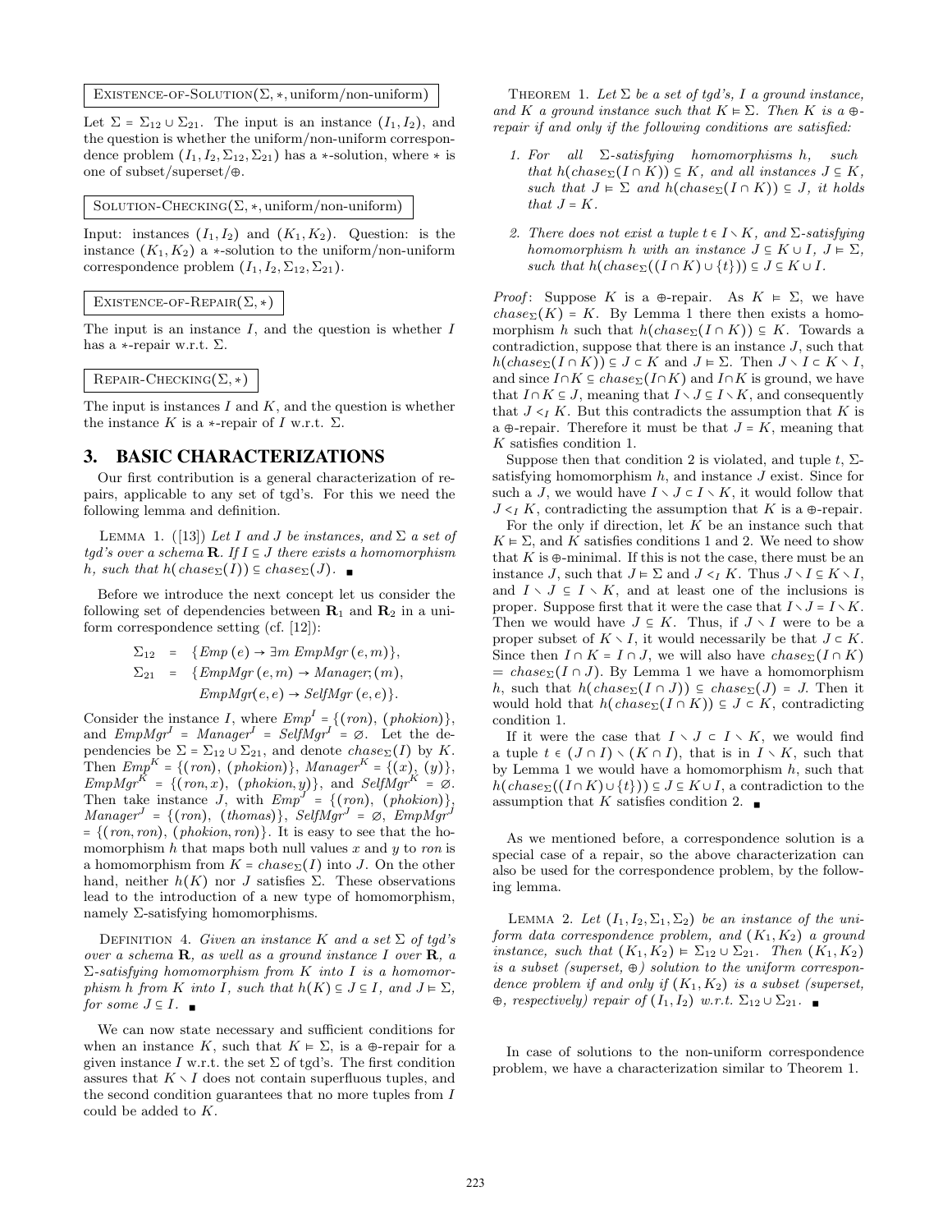Existence-of-Solution($\Sigma, *$, uniform/non-uniform)

Let $\Sigma = \Sigma_{12} \cup \Sigma_{21}$. The input is an instance $(I_1, I_2)$, and the question is whether the uniform/non-uniform correspondence problem $(I_1, I_2, \Sigma_{12}, \Sigma_{21})$ has a $*$-solution, where $*$ is one of subset/superset/$\oplus$.

Solution-Checking($\Sigma, *$, uniform/non-uniform)

Input: instances $(I_1, I_2)$ and $(K_1, K_2)$. Question: is the instance $(K_1, K_2)$ a $*$-solution to the uniform/non-uniform correspondence problem $(I_1, I_2, \Sigma_{12}, \Sigma_{21})$.

Existence-of-Repair($\Sigma, *$)

The input is an instance $I$, and the question is whether $I$ has a $*$-repair w.r.t. $\Sigma$.

Repair-Checking($\Sigma, *$)

The input is instances $I$ and $K$, and the question is whether the instance $K$ is a $*$-repair of $I$ w.r.t. $\Sigma$.

## 3. BASIC CHARACTERIZATIONS

Our first contribution is a general characterization of repairs, applicable to any set of tgd's. For this we need the following lemma and definition.

Lemma 1. ([13]) *Let $I$ and $J$ be instances, and $\Sigma$ a set of tgd's over a schema $\mathbf{R}$. If $I \subseteq J$ there exists a homomorphism $h$, such that $h(chase_\Sigma(I)) \subseteq chase_\Sigma(J)$.* ∎

Before we introduce the next concept let us consider the following set of dependencies between $\mathbf{R}_1$ and $\mathbf{R}_2$ in a uniform correspondence setting (cf. [12]):

$$\begin{aligned}
\Sigma_{12} &= \{Emp\,(e) \to \exists m\ EmpMgr\,(e, m)\},\\
\Sigma_{21} &= \{EmpMgr\,(e, m) \to Manager;(m),\\
&\qquad EmpMgr(e, e) \to SelfMgr\,(e, e)\}.
\end{aligned}$$

Consider the instance $I$, where $Emp^I = \{(ron), (phokion)\}$, and $EmpMgr^I = Manager^I = SelfMgr^I = \varnothing$. Let the dependencies be $\Sigma = \Sigma_{12} \cup \Sigma_{21}$, and denote $chase_\Sigma(I)$ by $K$. Then $Emp^K = \{(ron), (phokion)\}$, $Manager^K = \{(x), (y)\}$, $EmpMgr^K = \{(ron, x), (phokion, y)\}$, and $SelfMgr^K = \varnothing$. Then take instance $J$, with $Emp^J = \{(ron), (phokion)\}$, $Manager^J = \{(ron), (thomas)\}$, $SelfMgr^J = \varnothing$, $EmpMgr^J = \{(ron, ron), (phokion, ron)\}$. It is easy to see that the homomorphism $h$ that maps both null values $x$ and $y$ to $ron$ is a homomorphism from $K = chase_\Sigma(I)$ into $J$. On the other hand, neither $h(K)$ nor $J$ satisfies $\Sigma$. These observations lead to the introduction of a new type of homomorphism, namely $\Sigma$-satisfying homomorphisms.

Definition 4. *Given an instance $K$ and a set $\Sigma$ of tgd's over a schema $\mathbf{R}$, as well as a ground instance $I$ over $\mathbf{R}$, a $\Sigma$-satisfying homomorphism from $K$ into $I$ is a homomorphism $h$ from $K$ into $I$, such that $h(K) \subseteq J \subseteq I$, and $J \vDash \Sigma$, for some $J \subseteq I$.* ∎

We can now state necessary and sufficient conditions for when an instance $K$, such that $K \vDash \Sigma$, is a $\oplus$-repair for a given instance $I$ w.r.t. the set $\Sigma$ of tgd's. The first condition assures that $K \smallsetminus I$ does not contain superfluous tuples, and the second condition guarantees that no more tuples from $I$ could be added to $K$.

Theorem 1. *Let $\Sigma$ be a set of tgd's, $I$ a ground instance, and $K$ a ground instance such that $K \vDash \Sigma$. Then $K$ is a $\oplus$-repair if and only if the following conditions are satisfied:*

1. *For all $\Sigma$-satisfying homomorphisms $h$, such that $h(chase_\Sigma(I \cap K)) \subseteq K$, and all instances $J \subseteq K$, such that $J \vDash \Sigma$ and $h(chase_\Sigma(I \cap K)) \subseteq J$, it holds that $J = K$.*

2. *There does not exist a tuple $t \in I \smallsetminus K$, and $\Sigma$-satisfying homomorphism $h$ with an instance $J \subseteq K \cup I$, $J \vDash \Sigma$, such that $h(chase_\Sigma((I \cap K) \cup \{t\})) \subseteq J \subseteq K \cup I$.*

*Proof*: Suppose $K$ is a $\oplus$-repair. As $K \vDash \Sigma$, we have $chase_\Sigma(K) = K$. By Lemma 1 there then exists a homomorphism $h$ such that $h(chase_\Sigma(I \cap K)) \subseteq K$. Towards a contradiction, suppose that there is an instance $J$, such that $h(chase_\Sigma(I \cap K)) \subseteq J \subset K$ and $J \vDash \Sigma$. Then $J \smallsetminus I \subset K \smallsetminus I$, and since $I \cap K \subseteq chase_\Sigma(I \cap K)$ and $I \cap K$ is ground, we have that $I \cap K \subseteq J$, meaning that $I \smallsetminus J \subseteq I \smallsetminus K$, and consequently that $J <_I K$. But this contradicts the assumption that $K$ is a $\oplus$-repair. Therefore it must be that $J = K$, meaning that $K$ satisfies condition 1.

Suppose then that condition 2 is violated, and tuple $t$, $\Sigma$-satisfying homomorphism $h$, and instance $J$ exist. Since for such a $J$, we would have $I \smallsetminus J \subset I \smallsetminus K$, it would follow that $J <_I K$, contradicting the assumption that $K$ is a $\oplus$-repair.

For the only if direction, let $K$ be an instance such that $K \vDash \Sigma$, and $K$ satisfies conditions 1 and 2. We need to show that $K$ is $\oplus$-minimal. If this is not the case, there must be an instance $J$, such that $J \vDash \Sigma$ and $J <_I K$. Thus $J \smallsetminus I \subseteq K \smallsetminus I$, and $I \smallsetminus J \subseteq I \smallsetminus K$, and at least one of the inclusions is proper. Suppose first that it were the case that $I \smallsetminus J = I \smallsetminus K$. Then we would have $J \subseteq K$. Thus, if $J \smallsetminus I$ were to be a proper subset of $K \smallsetminus I$, it would necessarily be that $J \subset K$. Since then $I \cap K = I \cap J$, we will also have $chase_\Sigma(I \cap K) = chase_\Sigma(I \cap J)$. By Lemma 1 we have a homomorphism $h$, such that $h(chase_\Sigma(I \cap J)) \subseteq chase_\Sigma(J) = J$. Then it would hold that $h(chase_\Sigma(I \cap K)) \subseteq J \subset K$, contradicting condition 1.

If it were the case that $I \smallsetminus J \subset I \smallsetminus K$, we would find a tuple $t \in (J \cap I) \smallsetminus (K \cap I)$, that is in $I \smallsetminus K$, such that by Lemma 1 we would have a homomorphism $h$, such that $h(chase_\Sigma((I \cap K) \cup \{t\})) \subseteq J \subseteq K \cup I$, a contradiction to the assumption that $K$ satisfies condition 2. ∎

As we mentioned before, a correspondence solution is a special case of a repair, so the above characterization can also be used for the correspondence problem, by the following lemma.

Lemma 2. *Let $(I_1, I_2, \Sigma_1, \Sigma_2)$ be an instance of the uniform data correspondence problem, and $(K_1, K_2)$ a ground instance, such that $(K_1, K_2) \vDash \Sigma_{12} \cup \Sigma_{21}$. Then $(K_1, K_2)$ is a subset (superset, $\oplus$) solution to the uniform correspondence problem if and only if $(K_1, K_2)$ is a subset (superset, $\oplus$, respectively) repair of $(I_1, I_2)$ w.r.t. $\Sigma_{12} \cup \Sigma_{21}$.* ∎

In case of solutions to the non-uniform correspondence problem, we have a characterization similar to Theorem 1.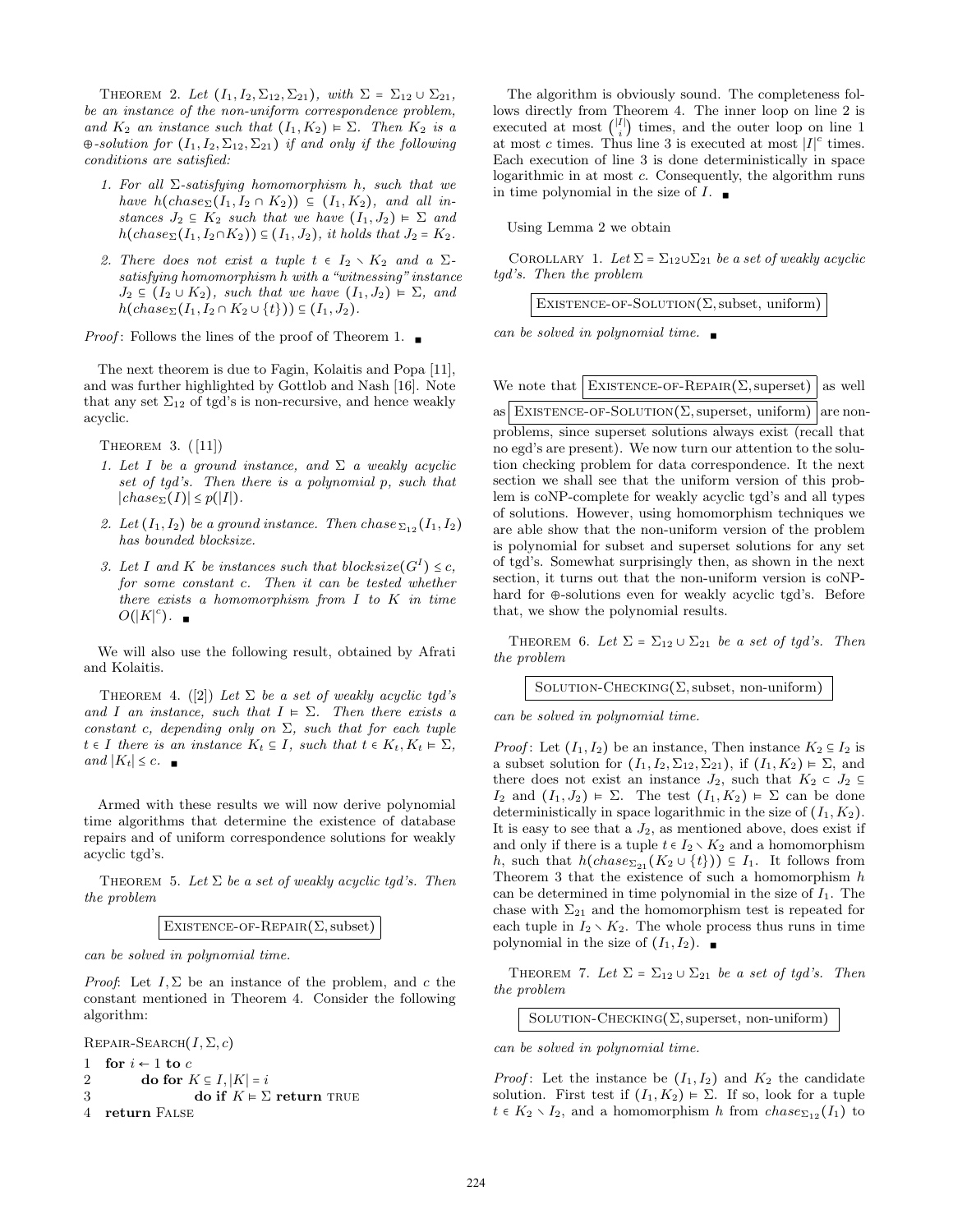THEOREM 2. *Let $(I_1, I_2, \Sigma_{12}, \Sigma_{21})$, with $\Sigma = \Sigma_{12} \cup \Sigma_{21}$, be an instance of the non-uniform correspondence problem, and $K_2$ an instance such that $(I_1, K_2) \models \Sigma$. Then $K_2$ is a $\oplus$-solution for $(I_1, I_2, \Sigma_{12}, \Sigma_{21})$ if and only if the following conditions are satisfied:*

1. *For all $\Sigma$-satisfying homomorphism $h$, such that we have $h(chase_\Sigma(I_1, I_2 \cap K_2)) \subseteq (I_1, K_2)$, and all instances $J_2 \subseteq K_2$ such that we have $(I_1, J_2) \models \Sigma$ and $h(chase_\Sigma(I_1, I_2 \cap K_2)) \subseteq (I_1, J_2)$, it holds that $J_2 = K_2$.*
2. *There does not exist a tuple $t \in I_2 \setminus K_2$ and a $\Sigma$-satisfying homomorphism $h$ with a "witnessing" instance $J_2 \subseteq (I_2 \cup K_2)$, such that we have $(I_1, J_2) \models \Sigma$, and $h(chase_\Sigma(I_1, I_2 \cap K_2 \cup \{t\})) \subseteq (I_1, J_2)$.*

*Proof*: Follows the lines of the proof of Theorem 1. ∎

The next theorem is due to Fagin, Kolaitis and Popa [11], and was further highlighted by Gottlob and Nash [16]. Note that any set $\Sigma_{12}$ of tgd's is non-recursive, and hence weakly acyclic.

THEOREM 3. ([11])

1. *Let $I$ be a ground instance, and $\Sigma$ a weakly acyclic set of tgd's. Then there is a polynomial $p$, such that $|chase_\Sigma(I)| \leq p(|I|)$.*
2. *Let $(I_1, I_2)$ be a ground instance. Then $chase_{\Sigma_{12}}(I_1, I_2)$ has bounded blocksize.*
3. *Let $I$ and $K$ be instances such that $blocksize(G^I) \leq c$, for some constant $c$. Then it can be tested whether there exists a homomorphism from $I$ to $K$ in time $O(|K|^c)$.* ∎

We will also use the following result, obtained by Afrati and Kolaitis.

THEOREM 4. ([2]) *Let $\Sigma$ be a set of weakly acyclic tgd's and $I$ an instance, such that $I \models \Sigma$. Then there exists a constant $c$, depending only on $\Sigma$, such that for each tuple $t \in I$ there is an instance $K_t \subseteq I$, such that $t \in K_t, K_t \models \Sigma$, and $|K_t| \leq c$.* ∎

Armed with these results we will now derive polynomial time algorithms that determine the existence of database repairs and of uniform correspondence solutions for weakly acyclic tgd's.

THEOREM 5. *Let $\Sigma$ be a set of weakly acyclic tgd's. Then the problem*

EXISTENCE-OF-REPAIR($\Sigma$, subset)

*can be solved in polynomial time.*

*Proof*: Let $I, \Sigma$ be an instance of the problem, and $c$ the constant mentioned in Theorem 4. Consider the following algorithm:

```
REPAIR-SEARCH(I, Σ, c)
1  for i ← 1 to c
2       do for K ⊆ I, |K| = i
3              do if K ⊨ Σ return TRUE
4  return FALSE
```

The algorithm is obviously sound. The completeness follows directly from Theorem 4. The inner loop on line 2 is executed at most $\binom{|I|}{i}$ times, and the outer loop on line 1 at most $c$ times. Thus line 3 is executed at most $|I|^c$ times. Each execution of line 3 is done deterministically in space logarithmic in at most $c$. Consequently, the algorithm runs in time polynomial in the size of $I$. ∎

Using Lemma 2 we obtain

COROLLARY 1. *Let $\Sigma = \Sigma_{12} \cup \Sigma_{21}$ be a set of weakly acyclic tgd's. Then the problem*

EXISTENCE-OF-SOLUTION($\Sigma$, subset, uniform)

*can be solved in polynomial time.* ∎

We note that EXISTENCE-OF-REPAIR($\Sigma$, superset) as well as EXISTENCE-OF-SOLUTION($\Sigma$, superset, uniform) are non-problems, since superset solutions always exist (recall that no egd's are present). We now turn our attention to the solution checking problem for data correspondence. It the next section we shall see that the uniform version of this problem is coNP-complete for weakly acyclic tgd's and all types of solutions. However, using homomorphism techniques we are able show that the non-uniform version of the problem is polynomial for subset and superset solutions for any set of tgd's. Somewhat surprisingly then, as shown in the next section, it turns out that the non-uniform version is coNP-hard for $\oplus$-solutions even for weakly acyclic tgd's. Before that, we show the polynomial results.

THEOREM 6. *Let $\Sigma = \Sigma_{12} \cup \Sigma_{21}$ be a set of tgd's. Then the problem*

SOLUTION-CHECKING($\Sigma$, subset, non-uniform)

*can be solved in polynomial time.*

*Proof*: Let $(I_1, I_2)$ be an instance, Then instance $K_2 \subseteq I_2$ is a subset solution for $(I_1, I_2, \Sigma_{12}, \Sigma_{21})$, if $(I_1, K_2) \models \Sigma$, and there does not exist an instance $J_2$, such that $K_2 \subset J_2 \subseteq I_2$ and $(I_1, J_2) \models \Sigma$. The test $(I_1, K_2) \models \Sigma$ can be done deterministically in space logarithmic in the size of $(I_1, K_2)$. It is easy to see that a $J_2$, as mentioned above, does exist if and only if there is a tuple $t \in I_2 \setminus K_2$ and a homomorphism $h$, such that $h(chase_{\Sigma_{21}}(K_2 \cup \{t\})) \subseteq I_1$. It follows from Theorem 3 that the existence of such a homomorphism $h$ can be determined in time polynomial in the size of $I_1$. The chase with $\Sigma_{21}$ and the homomorphism test is repeated for each tuple in $I_2 \setminus K_2$. The whole process thus runs in time polynomial in the size of $(I_1, I_2)$. ∎

THEOREM 7. *Let $\Sigma = \Sigma_{12} \cup \Sigma_{21}$ be a set of tgd's. Then the problem*

SOLUTION-CHECKING($\Sigma$, superset, non-uniform)

*can be solved in polynomial time.*

*Proof*: Let the instance be $(I_1, I_2)$ and $K_2$ the candidate solution. First test if $(I_1, K_2) \models \Sigma$. If so, look for a tuple $t \in K_2 \setminus I_2$, and a homomorphism $h$ from $chase_{\Sigma_{12}}(I_1)$ to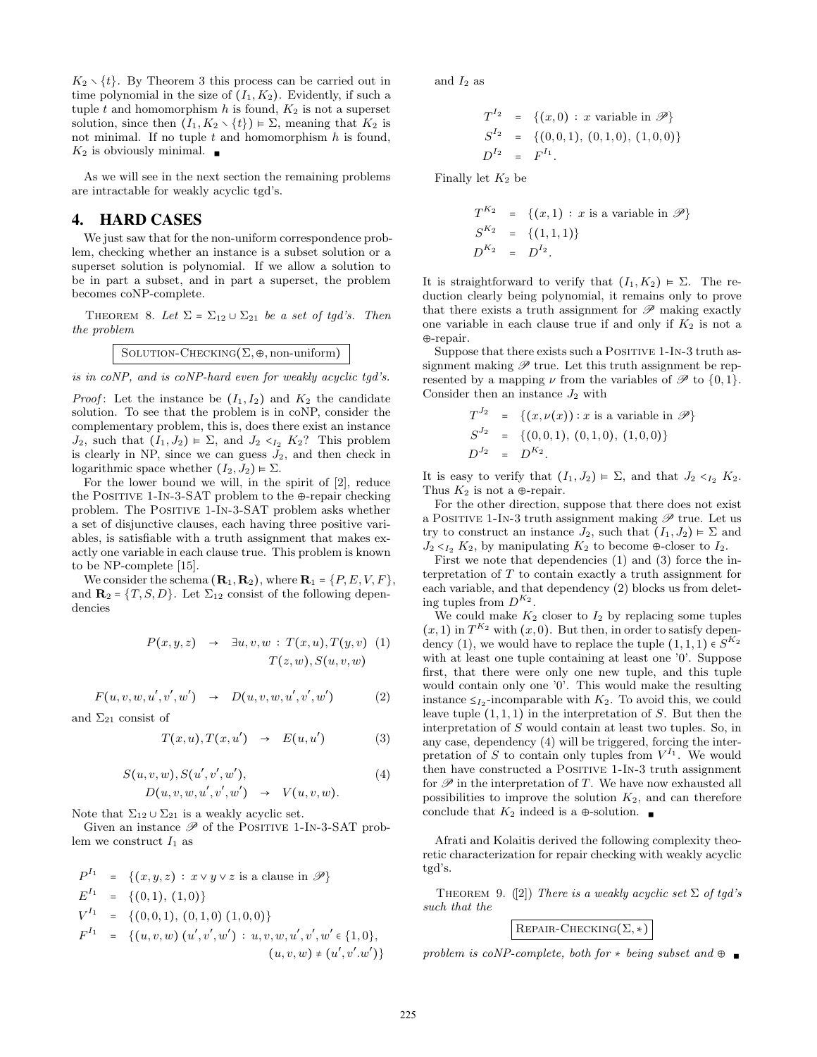$K_2 \smallsetminus \{t\}$. By Theorem 3 this process can be carried out in time polynomial in the size of $(I_1, K_2)$. Evidently, if such a tuple $t$ and homomorphism $h$ is found, $K_2$ is not a superset solution, since then $(I_1, K_2 \smallsetminus \{t\}) \models \Sigma$, meaning that $K_2$ is not minimal. If no tuple $t$ and homomorphism $h$ is found, $K_2$ is obviously minimal. ∎

As we will see in the next section the remaining problems are intractable for weakly acyclic tgd's.

# 4. HARD CASES

We just saw that for the non-uniform correspondence problem, checking whether an instance is a subset solution or a superset solution is polynomial. If we allow a solution to be in part a subset, and in part a superset, the problem becomes coNP-complete.

THEOREM 8. *Let $\Sigma = \Sigma_{12} \cup \Sigma_{21}$ be a set of tgd's. Then the problem*

$$\boxed{\textsc{Solution-Checking}(\Sigma, \oplus, \text{non-uniform})}$$

*is in coNP, and is coNP-hard even for weakly acyclic tgd's.*

*Proof*: Let the instance be $(I_1, I_2)$ and $K_2$ the candidate solution. To see that the problem is in coNP, consider the complementary problem, this is, does there exist an instance $J_2$, such that $(I_1, J_2) \models \Sigma$, and $J_2 <_{I_2} K_2$? This problem is clearly in NP, since we can guess $J_2$, and then check in logarithmic space whether $(I_2, J_2) \models \Sigma$.

For the lower bound we will, in the spirit of [2], reduce the POSITIVE 1-IN-3-SAT problem to the $\oplus$-repair checking problem. The POSITIVE 1-IN-3-SAT problem asks whether a set of disjunctive clauses, each having three positive variables, is satisfiable with a truth assignment that makes exactly one variable in each clause true. This problem is known to be NP-complete [15].

We consider the schema $(\mathbf{R}_1, \mathbf{R}_2)$, where $\mathbf{R}_1 = \{P, E, V, F\}$, and $\mathbf{R}_2 = \{T, S, D\}$. Let $\Sigma_{12}$ consist of the following dependencies

$$P(x,y,z) \;\to\; \exists u,v,w : T(x,u), T(y,v), T(z,w), S(u,v,w) \quad (1)$$

$$F(u,v,w,u',v',w') \;\to\; D(u,v,w,u',v',w') \quad (2)$$

and $\Sigma_{21}$ consist of

$$T(x,u), T(x,u') \;\to\; E(u,u') \quad (3)$$

$$S(u,v,w), S(u',v',w'), D(u,v,w,u',v',w') \;\to\; V(u,v,w). \quad (4)$$

Note that $\Sigma_{12} \cup \Sigma_{21}$ is a weakly acyclic set.

Given an instance $\mathscr{P}$ of the POSITIVE 1-IN-3-SAT problem we construct $I_1$ as

$$\begin{aligned}
P^{I_1} &= \{(x,y,z) : x \vee y \vee z \text{ is a clause in } \mathscr{P}\} \\
E^{I_1} &= \{(0,1),\ (1,0)\} \\
V^{I_1} &= \{(0,0,1),\ (0,1,0)\ (1,0,0)\} \\
F^{I_1} &= \{(u,v,w)\ (u',v',w') : u,v,w,u',v',w' \in \{1,0\}, \\
&\qquad (u,v,w) \neq (u',v'.w')\}
\end{aligned}$$

and $I_2$ as

$$\begin{aligned}
T^{I_2} &= \{(x,0) : x \text{ variable in } \mathscr{P}\} \\
S^{I_2} &= \{(0,0,1),\ (0,1,0),\ (1,0,0)\} \\
D^{I_2} &= F^{I_1}.
\end{aligned}$$

Finally let $K_2$ be

$$\begin{aligned}
T^{K_2} &= \{(x,1) : x \text{ is a variable in } \mathscr{P}\} \\
S^{K_2} &= \{(1,1,1)\} \\
D^{K_2} &= D^{I_2}.
\end{aligned}$$

It is straightforward to verify that $(I_1, K_2) \models \Sigma$. The reduction clearly being polynomial, it remains only to prove that there exists a truth assignment for $\mathscr{P}$ making exactly one variable in each clause true if and only if $K_2$ is not a $\oplus$-repair.

Suppose that there exists such a POSITIVE 1-IN-3 truth assignment making $\mathscr{P}$ true. Let this truth assignment be represented by a mapping $\nu$ from the variables of $\mathscr{P}$ to $\{0,1\}$. Consider then an instance $J_2$ with

$$\begin{aligned}
T^{J_2} &= \{(x,\nu(x)) : x \text{ is a variable in } \mathscr{P}\} \\
S^{J_2} &= \{(0,0,1),\ (0,1,0),\ (1,0,0)\} \\
D^{J_2} &= D^{K_2}.
\end{aligned}$$

It is easy to verify that $(I_1, J_2) \models \Sigma$, and that $J_2 <_{I_2} K_2$. Thus $K_2$ is not a $\oplus$-repair.

For the other direction, suppose that there does not exist a POSITIVE 1-IN-3 truth assignment making $\mathscr{P}$ true. Let us try to construct an instance $J_2$, such that $(I_1, J_2) \models \Sigma$ and $J_2 <_{I_2} K_2$, by manipulating $K_2$ to become $\oplus$-closer to $I_2$.

First we note that dependencies (1) and (3) force the interpretation of $T$ to contain exactly a truth assignment for each variable, and that dependency (2) blocks us from deleting tuples from $D^{K_2}$.

We could make $K_2$ closer to $I_2$ by replacing some tuples $(x,1)$ in $T^{K_2}$ with $(x,0)$. But then, in order to satisfy dependency (1), we would have to replace the tuple $(1,1,1) \in S^{K_2}$ with at least one tuple containing at least one '0'. Suppose first, that there were only one new tuple, and this tuple would contain only one '0'. This would make the resulting instance $\leq_{I_2}$-incomparable with $K_2$. To avoid this, we could leave tuple $(1,1,1)$ in the interpretation of $S$. But then the interpretation of $S$ would contain at least two tuples. So, in any case, dependency (4) will be triggered, forcing the interpretation of $S$ to contain only tuples from $V^{I_1}$. We would then have constructed a POSITIVE 1-IN-3 truth assignment for $\mathscr{P}$ in the interpretation of $T$. We have now exhausted all possibilities to improve the solution $K_2$, and can therefore conclude that $K_2$ indeed is a $\oplus$-solution. ∎

Afrati and Kolaitis derived the following complexity theoretic characterization for repair checking with weakly acyclic tgd's.

THEOREM 9. ([2]) *There is a weakly acyclic set $\Sigma$ of tgd's such that the*

$$\boxed{\textsc{Repair-Checking}(\Sigma, *)}$$

*problem is coNP-complete, both for $*$ being subset and $\oplus$* ∎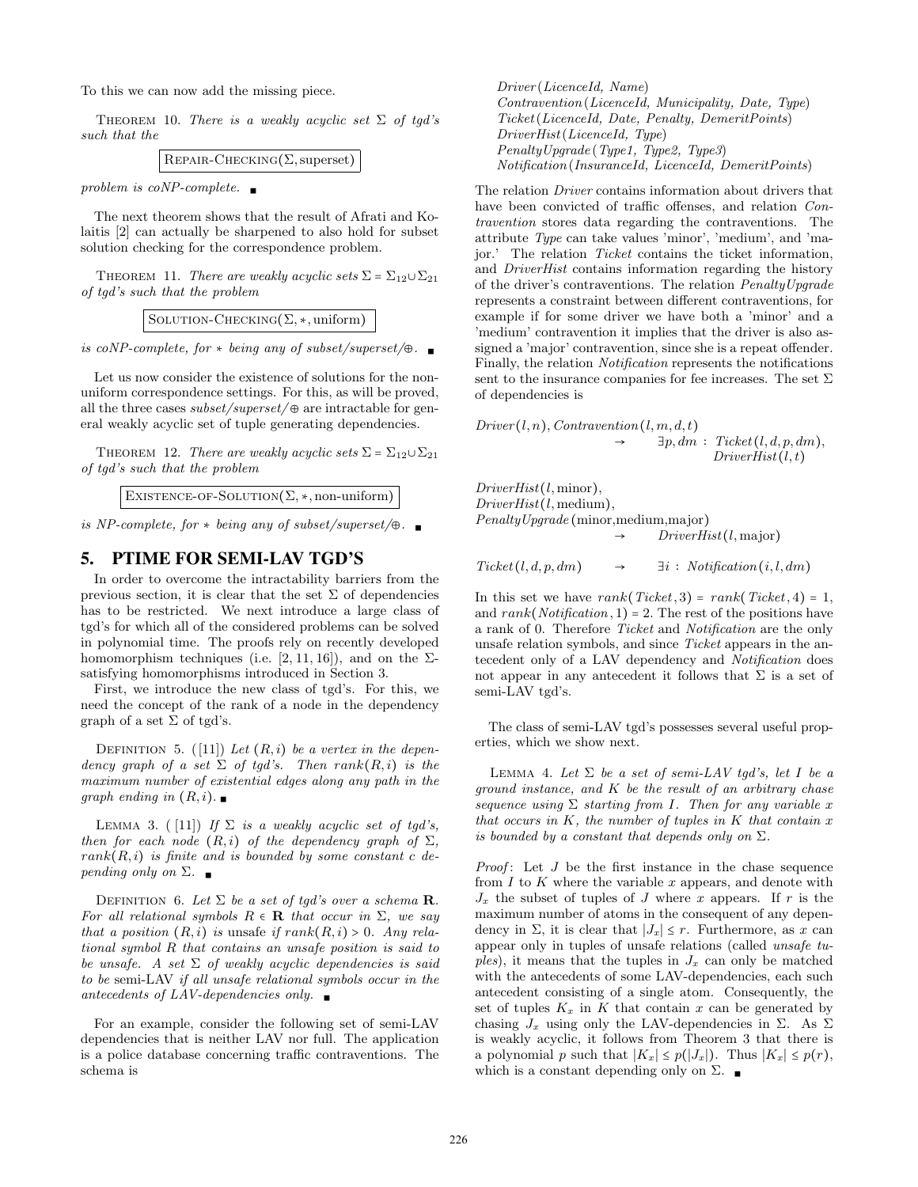To this we can now add the missing piece.

THEOREM 10. *There is a weakly acyclic set $\Sigma$ of tgd's such that the*

$$\boxed{\text{REPAIR-CHECKING}(\Sigma, \text{superset})}$$

*problem is coNP-complete.* ∎

The next theorem shows that the result of Afrati and Kolaitis [2] can actually be sharpened to also hold for subset solution checking for the correspondence problem.

THEOREM 11. *There are weakly acyclic sets $\Sigma = \Sigma_{12} \cup \Sigma_{21}$ of tgd's such that the problem*

$$\boxed{\text{SOLUTION-CHECKING}(\Sigma, *, \text{uniform})}$$

*is coNP-complete, for $*$ being any of subset/superset/$\oplus$.* ∎

Let us now consider the existence of solutions for the non-uniform correspondence settings. For this, as will be proved, all the three cases *subset/superset/*$\oplus$ are intractable for general weakly acyclic set of tuple generating dependencies.

THEOREM 12. *There are weakly acyclic sets $\Sigma = \Sigma_{12} \cup \Sigma_{21}$ of tgd's such that the problem*

$$\boxed{\text{EXISTENCE-OF-SOLUTION}(\Sigma, *, \text{non-uniform})}$$

*is NP-complete, for $*$ being any of subset/superset/$\oplus$.* ∎

## 5. PTIME FOR SEMI-LAV TGD'S

In order to overcome the intractability barriers from the previous section, it is clear that the set $\Sigma$ of dependencies has to be restricted. We next introduce a large class of tgd's for which all of the considered problems can be solved in polynomial time. The proofs rely on recently developed homomorphism techniques (i.e. [2, 11, 16]), and on the $\Sigma$-satisfying homomorphisms introduced in Section 3.

First, we introduce the new class of tgd's. For this, we need the concept of the rank of a node in the dependency graph of a set $\Sigma$ of tgd's.

DEFINITION 5. ([11]) *Let $(R, i)$ be a vertex in the dependency graph of a set $\Sigma$ of tgd's. Then $rank(R, i)$ is the maximum number of existential edges along any path in the graph ending in $(R, i)$.* ∎

LEMMA 3. ([11]) *If $\Sigma$ is a weakly acyclic set of tgd's, then for each node $(R, i)$ of the dependency graph of $\Sigma$, $rank(R, i)$ is finite and is bounded by some constant $c$ depending only on $\Sigma$.* ∎

DEFINITION 6. *Let $\Sigma$ be a set of tgd's over a schema $\mathbf{R}$. For all relational symbols $R \in \mathbf{R}$ that occur in $\Sigma$, we say that a position $(R, i)$ is* unsafe *if $rank(R, i) > 0$. Any relational symbol $R$ that contains an unsafe position is said to be unsafe. A set $\Sigma$ of weakly acyclic dependencies is said to be* semi-LAV *if all unsafe relational symbols occur in the antecedents of LAV-dependencies only.* ∎

For an example, consider the following set of semi-LAV dependencies that is neither LAV nor full. The application is a police database concerning traffic contraventions. The schema is

*Driver*(*LicenceId, Name*)
*Contravention*(*LicenceId, Municipality, Date, Type*)
*Ticket*(*LicenceId, Date, Penalty, DemeritPoints*)
*DriverHist*(*LicenceId, Type*)
*PenaltyUpgrade*(*Type1, Type2, Type3*)
*Notification*(*InsuranceId, LicenceId, DemeritPoints*)

The relation *Driver* contains information about drivers that have been convicted of traffic offenses, and relation *Contravention* stores data regarding the contraventions. The attribute *Type* can take values 'minor', 'medium', and 'major.' The relation *Ticket* contains the ticket information, and *DriverHist* contains information regarding the history of the driver's contraventions. The relation *PenaltyUpgrade* represents a constraint between different contraventions, for example if for some driver we have both a 'minor' and a 'medium' contravention it implies that the driver is also assigned a 'major' contravention, since she is a repeat offender. Finally, the relation *Notification* represents the notifications sent to the insurance companies for fee increases. The set $\Sigma$ of dependencies is

$$\begin{aligned}
&\mathit{Driver}(l,n), \mathit{Contravention}(l,m,d,t) \\
&\qquad\qquad \rightarrow \quad \exists p, dm : \mathit{Ticket}(l,d,p,dm), \\
&\qquad\qquad\qquad\qquad \mathit{DriverHist}(l,t)
\end{aligned}$$

$$\begin{aligned}
&\mathit{DriverHist}(l, \text{minor}), \\
&\mathit{DriverHist}(l, \text{medium}), \\
&\mathit{PenaltyUpgrade}(\text{minor}, \text{medium}, \text{major}) \\
&\qquad\qquad \rightarrow \quad \mathit{DriverHist}(l, \text{major})
\end{aligned}$$

$$\mathit{Ticket}(l,d,p,dm) \quad \rightarrow \quad \exists i : \mathit{Notification}(i,l,dm)$$

In this set we have $rank(\mathit{Ticket}, 3) = rank(\mathit{Ticket}, 4) = 1$, and $rank(\mathit{Notification}, 1) = 2$. The rest of the positions have a rank of 0. Therefore *Ticket* and *Notification* are the only unsafe relation symbols, and since *Ticket* appears in the antecedent only of a LAV dependency and *Notification* does not appear in any antecedent it follows that $\Sigma$ is a set of semi-LAV tgd's.

The class of semi-LAV tgd's possesses several useful properties, which we show next.

LEMMA 4. *Let $\Sigma$ be a set of semi-LAV tgd's, let $I$ be a ground instance, and $K$ be the result of an arbitrary chase sequence using $\Sigma$ starting from $I$. Then for any variable $x$ that occurs in $K$, the number of tuples in $K$ that contain $x$ is bounded by a constant that depends only on $\Sigma$.*

*Proof*: Let $J$ be the first instance in the chase sequence from $I$ to $K$ where the variable $x$ appears, and denote with $J_x$ the subset of tuples of $J$ where $x$ appears. If $r$ is the maximum number of atoms in the consequent of any dependency in $\Sigma$, it is clear that $|J_x| \leq r$. Furthermore, as $x$ can appear only in tuples of unsafe relations (called *unsafe tuples*), it means that the tuples in $J_x$ can only be matched with the antecedents of some LAV-dependencies, each such antecedent consisting of a single atom. Consequently, the set of tuples $K_x$ in $K$ that contain $x$ can be generated by chasing $J_x$ using only the LAV-dependencies in $\Sigma$. As $\Sigma$ is weakly acyclic, it follows from Theorem 3 that there is a polynomial $p$ such that $|K_x| \leq p(|J_x|)$. Thus $|K_x| \leq p(r)$, which is a constant depending only on $\Sigma$. ∎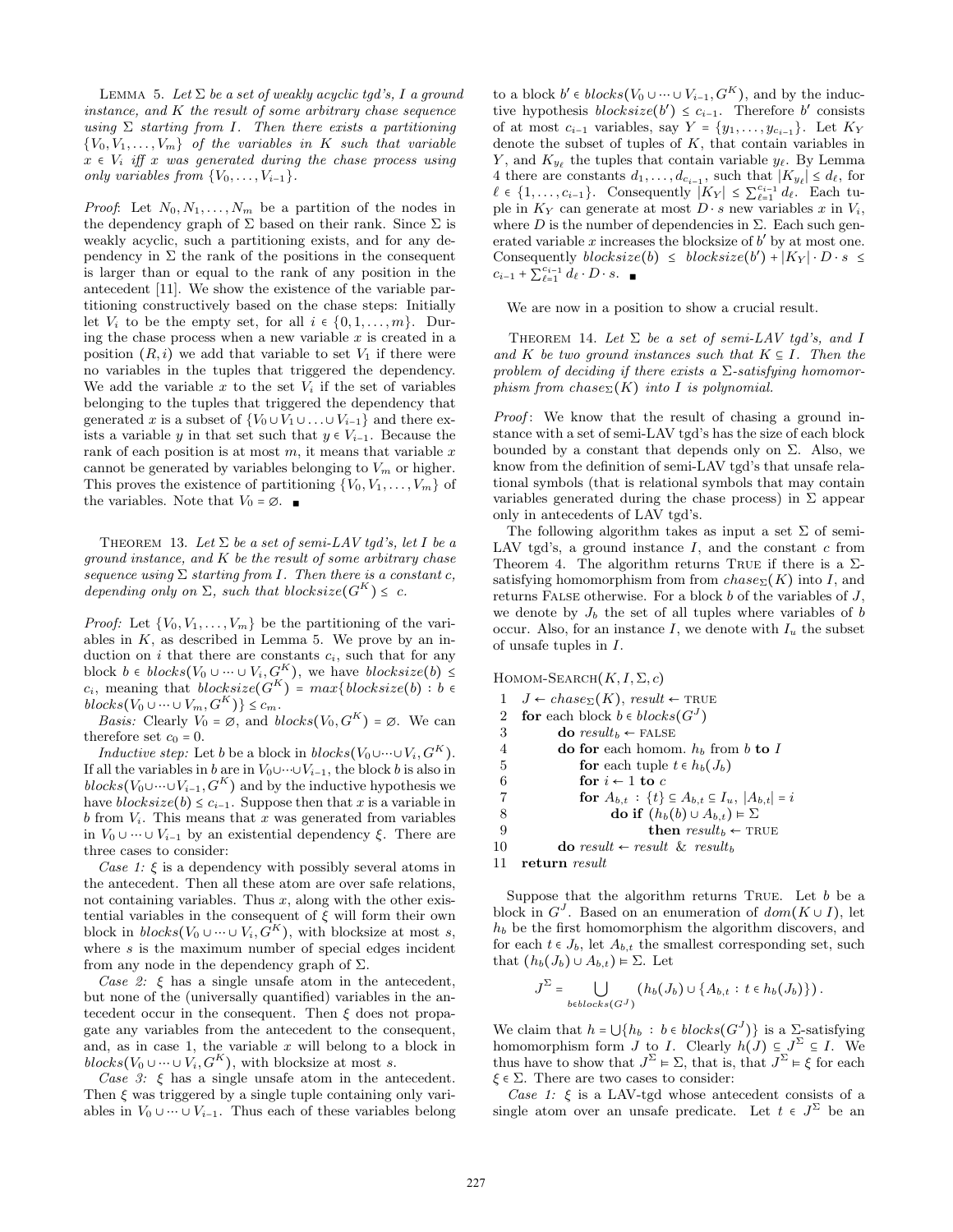LEMMA 5. *Let $\Sigma$ be a set of weakly acyclic tgd's, $I$ a ground instance, and $K$ the result of some arbitrary chase sequence using $\Sigma$ starting from $I$. Then there exists a partitioning $\{V_0, V_1, \ldots, V_m\}$ of the variables in $K$ such that variable $x \in V_i$ iff $x$ was generated during the chase process using only variables from $\{V_0, \ldots, V_{i-1}\}$.*

*Proof*: Let $N_0, N_1, \ldots, N_m$ be a partition of the nodes in the dependency graph of $\Sigma$ based on their rank. Since $\Sigma$ is weakly acyclic, such a partitioning exists, and for any dependency in $\Sigma$ the rank of the positions in the consequent is larger than or equal to the rank of any position in the antecedent [11]. We show the existence of the variable partitioning constructively based on the chase steps: Initially let $V_i$ to be the empty set, for all $i \in \{0, 1, \ldots, m\}$. During the chase process when a new variable $x$ is created in a position $(R, i)$ we add that variable to set $V_1$ if there were no variables in the tuples that triggered the dependency. We add the variable $x$ to the set $V_i$ if the set of variables belonging to the tuples that triggered the dependency that generated $x$ is a subset of $\{V_0 \cup V_1 \cup \ldots \cup V_{i-1}\}$ and there exists a variable $y$ in that set such that $y \in V_{i-1}$. Because the rank of each position is at most $m$, it means that variable $x$ cannot be generated by variables belonging to $V_m$ or higher. This proves the existence of partitioning $\{V_0, V_1, \ldots, V_m\}$ of the variables. Note that $V_0 = \varnothing$. ■

THEOREM 13. *Let $\Sigma$ be a set of semi-LAV tgd's, let $I$ be a ground instance, and $K$ be the result of some arbitrary chase sequence using $\Sigma$ starting from $I$. Then there is a constant $c$, depending only on $\Sigma$, such that $blocksize(G^K) \leq c$.*

*Proof:* Let $\{V_0, V_1, \ldots, V_m\}$ be the partitioning of the variables in $K$, as described in Lemma 5. We prove by an induction on $i$ that there are constants $c_i$, such that for any block $b \in blocks(V_0 \cup \cdots \cup V_i, G^K)$, we have $blocksize(b) \leq c_i$, meaning that $blocksize(G^K) = max\{blocksize(b) : b \in blocks(V_0 \cup \cdots \cup V_m, G^K)\} \leq c_m$.

*Basis:* Clearly $V_0 = \varnothing$, and $blocks(V_0, G^K) = \varnothing$. We can therefore set $c_0 = 0$.

*Inductive step:* Let $b$ be a block in $blocks(V_0 \cup \cdots \cup V_i, G^K)$. If all the variables in $b$ are in $V_0 \cup \cdots \cup V_{i-1}$, the block $b$ is also in $blocks(V_0 \cup \cdots \cup V_{i-1}, G^K)$ and by the inductive hypothesis we have $blocksize(b) \leq c_{i-1}$. Suppose then that $x$ is a variable in $b$ from $V_i$. This means that $x$ was generated from variables in $V_0 \cup \cdots \cup V_{i-1}$ by an existential dependency $\xi$. There are three cases to consider:

*Case 1:* $\xi$ is a dependency with possibly several atoms in the antecedent. Then all these atom are over safe relations, not containing variables. Thus $x$, along with the other existential variables in the consequent of $\xi$ will form their own block in $blocks(V_0 \cup \cdots \cup V_i, G^K)$, with blocksize at most $s$, where $s$ is the maximum number of special edges incident from any node in the dependency graph of $\Sigma$.

*Case 2:* $\xi$ has a single unsafe atom in the antecedent, but none of the (universally quantified) variables in the antecedent occur in the consequent. Then $\xi$ does not propagate any variables from the antecedent to the consequent, and, as in case 1, the variable $x$ will belong to a block in $blocks(V_0 \cup \cdots \cup V_i, G^K)$, with blocksize at most $s$.

*Case 3:* $\xi$ has a single unsafe atom in the antecedent. Then $\xi$ was triggered by a single tuple containing only variables in $V_0 \cup \cdots \cup V_{i-1}$. Thus each of these variables belong to a block $b' \in blocks(V_0 \cup \cdots \cup V_{i-1}, G^K)$, and by the inductive hypothesis $blocksize(b') \leq c_{i-1}$. Therefore $b'$ consists of at most $c_{i-1}$ variables, say $Y = \{y_1, \ldots, y_{c_{i-1}}\}$. Let $K_Y$ denote the subset of tuples of $K$, that contain variables in $Y$, and $K_{y_\ell}$ the tuples that contain variable $y_\ell$. By Lemma 4 there are constants $d_1, \ldots, d_{c_{i-1}}$, such that $|K_{y_\ell}| \leq d_\ell$, for $\ell \in \{1, \ldots, c_{i-1}\}$. Consequently $|K_Y| \leq \sum_{\ell=1}^{c_{i-1}} d_\ell$. Each tuple in $K_Y$ can generate at most $D \cdot s$ new variables $x$ in $V_i$, where $D$ is the number of dependencies in $\Sigma$. Each such generated variable $x$ increases the blocksize of $b'$ by at most one. Consequently $blocksize(b) \leq blocksize(b') + |K_Y| \cdot D \cdot s \leq c_{i-1} + \sum_{\ell=1}^{c_{i-1}} d_\ell \cdot D \cdot s$. ■

We are now in a position to show a crucial result.

THEOREM 14. *Let $\Sigma$ be a set of semi-LAV tgd's, and $I$ and $K$ be two ground instances such that $K \subseteq I$. Then the problem of deciding if there exists a $\Sigma$-satisfying homomorphism from $chase_\Sigma(K)$ into $I$ is polynomial.*

*Proof*: We know that the result of chasing a ground instance with a set of semi-LAV tgd's has the size of each block bounded by a constant that depends only on $\Sigma$. Also, we know from the definition of semi-LAV tgd's that unsafe relational symbols (that is relational symbols that may contain variables generated during the chase process) in $\Sigma$ appear only in antecedents of LAV tgd's.

The following algorithm takes as input a set $\Sigma$ of semi-LAV tgd's, a ground instance $I$, and the constant $c$ from Theorem 4. The algorithm returns TRUE if there is a $\Sigma$-satisfying homomorphism from $chase_\Sigma(K)$ into $I$, and returns FALSE otherwise. For a block $b$ of the variables of $J$, we denote by $J_b$ the set of all tuples where variables of $b$ occur. Also, for an instance $I$, we denote with $I_u$ the subset of unsafe tuples in $I$.

HOMOM-SEARCH$(K, I, \Sigma, c)$

```
1   J ← chase_Σ(K), result ← TRUE
2   for each block b ∈ blocks(G^J)
3       do result_b ← FALSE
4       do for each homom. h_b from b to I
5           for each tuple t ∈ h_b(J_b)
6           for i ← 1 to c
7           for A_{b,t} : {t} ⊆ A_{b,t} ⊆ I_u, |A_{b,t}| = i
8               do if (h_b(b) ∪ A_{b,t}) ⊨ Σ
9                   then result_b ← TRUE
10      do result ← result & result_b
11  return result
```

Suppose that the algorithm returns TRUE. Let $b$ be a block in $G^J$. Based on an enumeration of $dom(K \cup I)$, let $h_b$ be the first homomorphism the algorithm discovers, and for each $t \in J_b$, let $A_{b,t}$ the smallest corresponding set, such that $(h_b(J_b) \cup A_{b,t}) \models \Sigma$. Let

$$J^\Sigma = \bigcup_{b \in blocks(G^J)} \left(h_b(J_b) \cup \{A_{b,t} : t \in h_b(J_b)\}\right).$$

We claim that $h = \bigcup\{h_b : b \in blocks(G^J)\}$ is a $\Sigma$-satisfying homomorphism form $J$ to $I$. Clearly $h(J) \subseteq J^\Sigma \subseteq I$. We thus have to show that $J^\Sigma \models \Sigma$, that is, that $J^\Sigma \models \xi$ for each $\xi \in \Sigma$. There are two cases to consider:

*Case 1:* $\xi$ is a LAV-tgd whose antecedent consists of a single atom over an unsafe predicate. Let $t \in J^\Sigma$ be an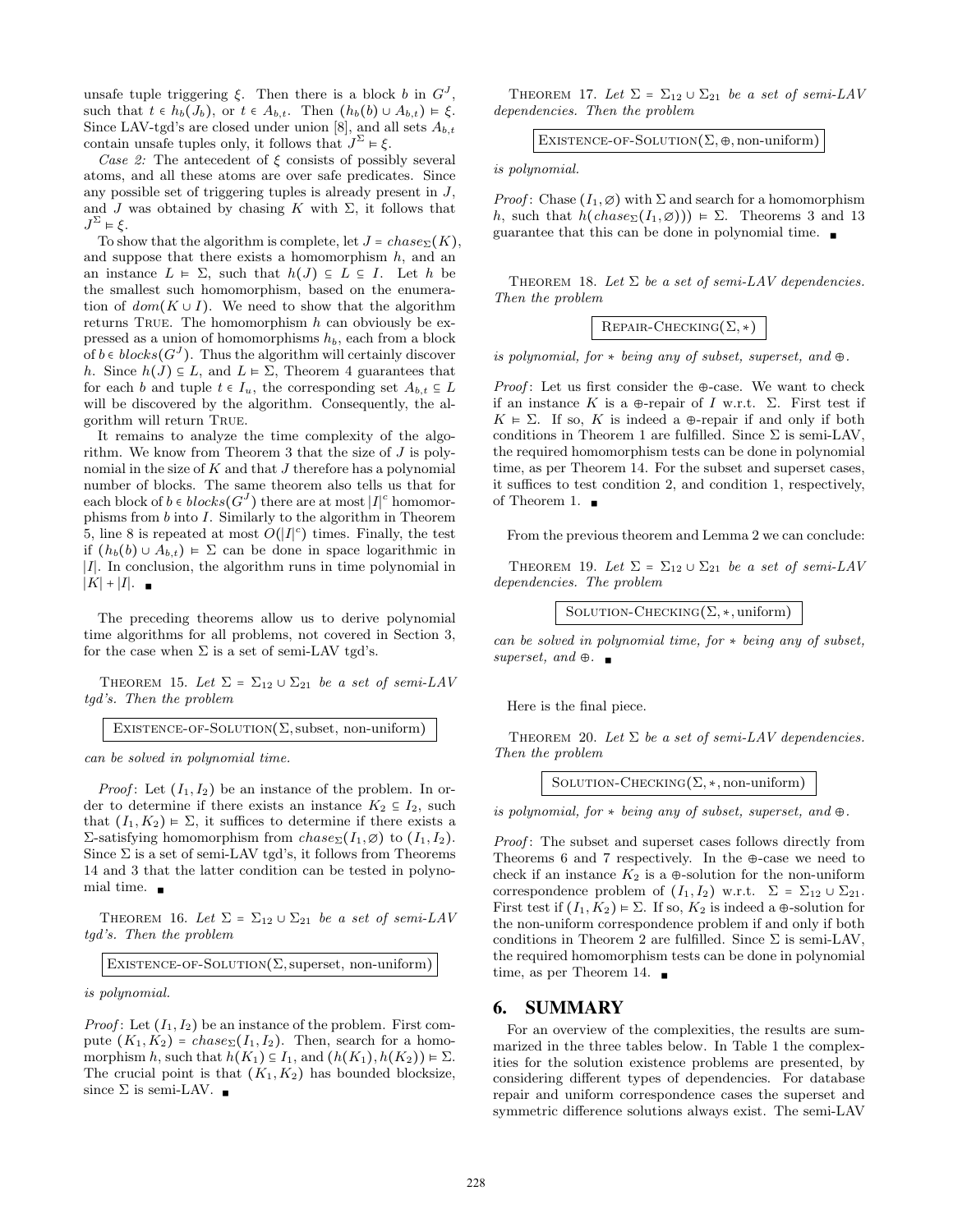unsafe tuple triggering $\xi$. Then there is a block $b$ in $G^J$, such that $t \in h_b(J_b)$, or $t \in A_{b,t}$. Then $(h_b(b) \cup A_{b,t}) \models \xi$. Since LAV-tgd's are closed under union [8], and all sets $A_{b,t}$ contain unsafe tuples only, it follows that $J^\Sigma \models \xi$.

*Case 2:* The antecedent of $\xi$ consists of possibly several atoms, and all these atoms are over safe predicates. Since any possible set of triggering tuples is already present in $J$, and $J$ was obtained by chasing $K$ with $\Sigma$, it follows that $J^\Sigma \models \xi$.

To show that the algorithm is complete, let $J = chase_\Sigma(K)$, and suppose that there exists a homomorphism $h$, and an an instance $L \models \Sigma$, such that $h(J) \subseteq L \subseteq I$. Let $h$ be the smallest such homomorphism, based on the enumeration of $dom(K \cup I)$. We need to show that the algorithm returns TRUE. The homomorphism $h$ can obviously be expressed as a union of homomorphisms $h_b$, each from a block of $b \in blocks(G^J)$. Thus the algorithm will certainly discover $h$. Since $h(J) \subseteq L$, and $L \models \Sigma$, Theorem 4 guarantees that for each $b$ and tuple $t \in I_u$, the corresponding set $A_{b,t} \subseteq L$ will be discovered by the algorithm. Consequently, the algorithm will return TRUE.

It remains to analyze the time complexity of the algorithm. We know from Theorem 3 that the size of $J$ is polynomial in the size of $K$ and that $J$ therefore has a polynomial number of blocks. The same theorem also tells us that for each block of $b \in blocks(G^J)$ there are at most $|I|^c$ homomorphisms from $b$ into $I$. Similarly to the algorithm in Theorem 5, line 8 is repeated at most $O(|I|^c)$ times. Finally, the test if $(h_b(b) \cup A_{b,t}) \models \Sigma$ can be done in space logarithmic in $|I|$. In conclusion, the algorithm runs in time polynomial in $|K| + |I|$. ∎

The preceding theorems allow us to derive polynomial time algorithms for all problems, not covered in Section 3, for the case when $\Sigma$ is a set of semi-LAV tgd's.

THEOREM 15. *Let $\Sigma = \Sigma_{12} \cup \Sigma_{21}$ be a set of semi-LAV tgd's. Then the problem*

EXISTENCE-OF-SOLUTION($\Sigma$, subset, non-uniform)

*can be solved in polynomial time.*

*Proof*: Let $(I_1, I_2)$ be an instance of the problem. In order to determine if there exists an instance $K_2 \subseteq I_2$, such that $(I_1, K_2) \models \Sigma$, it suffices to determine if there exists a $\Sigma$-satisfying homomorphism from $chase_\Sigma(I_1, \varnothing)$ to $(I_1, I_2)$. Since $\Sigma$ is a set of semi-LAV tgd's, it follows from Theorems 14 and 3 that the latter condition can be tested in polynomial time. ∎

THEOREM 16. *Let $\Sigma = \Sigma_{12} \cup \Sigma_{21}$ be a set of semi-LAV tgd's. Then the problem*

EXISTENCE-OF-SOLUTION($\Sigma$, superset, non-uniform)

*is polynomial.*

*Proof*: Let $(I_1, I_2)$ be an instance of the problem. First compute $(K_1, K_2) = chase_\Sigma(I_1, I_2)$. Then, search for a homomorphism $h$, such that $h(K_1) \subseteq I_1$, and $(h(K_1), h(K_2)) \models \Sigma$. The crucial point is that $(K_1, K_2)$ has bounded blocksize, since $\Sigma$ is semi-LAV. ∎

THEOREM 17. *Let $\Sigma = \Sigma_{12} \cup \Sigma_{21}$ be a set of semi-LAV dependencies. Then the problem*

EXISTENCE-OF-SOLUTION($\Sigma$, $\oplus$, non-uniform)

*is polynomial.*

*Proof*: Chase $(I_1, \varnothing)$ with $\Sigma$ and search for a homomorphism $h$, such that $h(chase_\Sigma(I_1, \varnothing))) \models \Sigma$. Theorems 3 and 13 guarantee that this can be done in polynomial time. ∎

THEOREM 18. *Let $\Sigma$ be a set of semi-LAV dependencies. Then the problem*

REPAIR-CHECKING($\Sigma$, $*$)

*is polynomial, for $*$ being any of subset, superset, and $\oplus$.*

*Proof*: Let us first consider the $\oplus$-case. We want to check if an instance $K$ is a $\oplus$-repair of $I$ w.r.t. $\Sigma$. First test if $K \models \Sigma$. If so, $K$ is indeed a $\oplus$-repair if and only if both conditions in Theorem 1 are fulfilled. Since $\Sigma$ is semi-LAV, the required homomorphism tests can be done in polynomial time, as per Theorem 14. For the subset and superset cases, it suffices to test condition 2, and condition 1, respectively, of Theorem 1. ∎

From the previous theorem and Lemma 2 we can conclude:

THEOREM 19. *Let $\Sigma = \Sigma_{12} \cup \Sigma_{21}$ be a set of semi-LAV dependencies. The problem*

SOLUTION-CHECKING($\Sigma$, $*$, uniform)

*can be solved in polynomial time, for $*$ being any of subset, superset, and $\oplus$.* ∎

Here is the final piece.

THEOREM 20. *Let $\Sigma$ be a set of semi-LAV dependencies. Then the problem*

SOLUTION-CHECKING($\Sigma$, $*$, non-uniform)

*is polynomial, for $*$ being any of subset, superset, and $\oplus$.*

*Proof*: The subset and superset cases follows directly from Theorems 6 and 7 respectively. In the $\oplus$-case we need to check if an instance $K_2$ is a $\oplus$-solution for the non-uniform correspondence problem of $(I_1, I_2)$ w.r.t. $\Sigma = \Sigma_{12} \cup \Sigma_{21}$. First test if $(I_1, K_2) \models \Sigma$. If so, $K_2$ is indeed a $\oplus$-solution for the non-uniform correspondence problem if and only if both conditions in Theorem 2 are fulfilled. Since $\Sigma$ is semi-LAV, the required homomorphism tests can be done in polynomial time, as per Theorem 14. ∎

## 6. SUMMARY

For an overview of the complexities, the results are summarized in the three tables below. In Table 1 the complexities for the solution existence problems are presented, by considering different types of dependencies. For database repair and uniform correspondence cases the superset and symmetric difference solutions always exist. The semi-LAV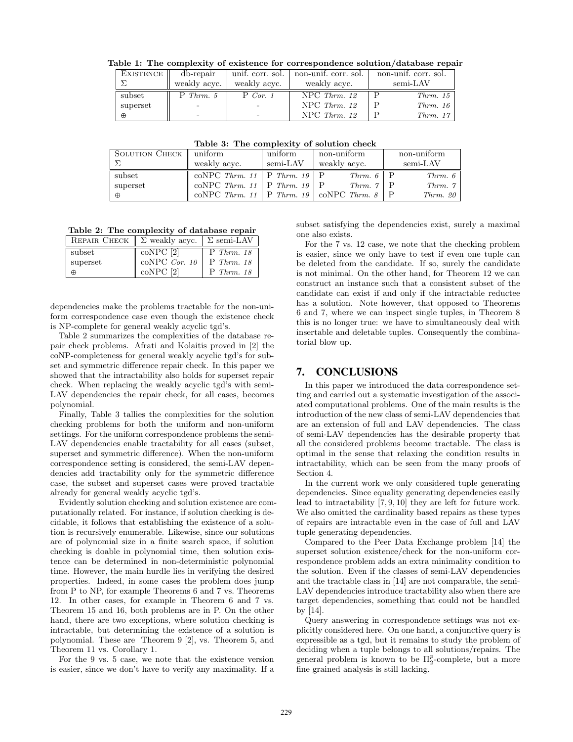**Table 1: The complexity of existence for correspondence solution/database repair**

| Existence | db-repair | unif. corr. sol. | non-unif. corr. sol. | non-unif. corr. sol. |
|---|---|---|---|---|
| Σ | weakly acyc. | weakly acyc. | weakly acyc. | semi-LAV |
| subset | P *Thrm. 5* | P *Cor. 1* | NPC *Thrm. 12* | P *Thrm. 15* |
| superset | - | - | NPC *Thrm. 12* | P *Thrm. 16* |
| ⊕ | - | - | NPC *Thrm. 12* | P *Thrm. 17* |

**Table 3: The complexity of solution check**

| Solution Check | uniform | uniform | non-uniform | non-uniform |
|---|---|---|---|---|
| Σ | weakly acyc. | semi-LAV | weakly acyc. | semi-LAV |
| subset | coNPC *Thrm. 11* | P *Thrm. 19* | P *Thrm. 6* | P *Thrm. 6* |
| superset | coNPC *Thrm. 11* | P *Thrm. 19* | P *Thrm. 7* | P *Thrm. 7* |
| ⊕ | coNPC *Thrm. 11* | P *Thrm. 19* | coNPC *Thrm. 8* | P *Thrm. 20* |

**Table 2: The complexity of database repair**

| Repair Check | Σ weakly acyc. | Σ semi-LAV |
|---|---|---|
| subset | coNPC [2] | P *Thrm. 18* |
| superset | coNPC *Cor. 10* | P *Thrm. 18* |
| ⊕ | coNPC [2] | P *Thrm. 18* |

dependencies make the problems tractable for the non-uniform correspondence case even though the existence check is NP-complete for general weakly acyclic tgd's.

Table 2 summarizes the complexities of the database repair check problems. Afrati and Kolaitis proved in [2] the coNP-completeness for general weakly acyclic tgd's for subset and symmetric difference repair check. In this paper we showed that the intractability also holds for superset repair check. When replacing the weakly acyclic tgd's with semi-LAV dependencies the repair check, for all cases, becomes polynomial.

Finally, Table 3 tallies the complexities for the solution checking problems for both the uniform and non-uniform settings. For the uniform correspondence problems the semi-LAV dependencies enable tractability for all cases (subset, superset and symmetric difference). When the non-uniform correspondence setting is considered, the semi-LAV dependencies add tractability only for the symmetric difference case, the subset and superset cases were proved tractable already for general weakly acyclic tgd's.

Evidently solution checking and solution existence are computationally related. For instance, if solution checking is decidable, it follows that establishing the existence of a solution is recursively enumerable. Likewise, since our solutions are of polynomial size in a finite search space, if solution checking is doable in polynomial time, then solution existence can be determined in non-deterministic polynomial time. However, the main hurdle lies in verifying the desired properties. Indeed, in some cases the problem does jump from P to NP, for example Theorems 6 and 7 vs. Theorems 12. In other cases, for example in Theorem 6 and 7 vs. Theorem 15 and 16, both problems are in P. On the other hand, there are two exceptions, where solution checking is intractable, but determining the existence of a solution is polynomial. These are Theorem 9 [2], vs. Theorem 5, and Theorem 11 vs. Corollary 1.

For the 9 vs. 5 case, we note that the existence version is easier, since we don't have to verify any maximality. If a subset satisfying the dependencies exist, surely a maximal one also exists.

For the 7 vs. 12 case, we note that the checking problem is easier, since we only have to test if even one tuple can be deleted from the candidate. If so, surely the candidate is not minimal. On the other hand, for Theorem 12 we can construct an instance such that a consistent subset of the candidate can exist if and only if the intractable reductee has a solution. Note however, that opposed to Theorems 6 and 7, where we can inspect single tuples, in Theorem 8 this is no longer true: we have to simultaneously deal with insertable and deletable tuples. Consequently the combinatorial blow up.

## 7. CONCLUSIONS

In this paper we introduced the data correspondence setting and carried out a systematic investigation of the associated computational problems. One of the main results is the introduction of the new class of semi-LAV dependencies that are an extension of full and LAV dependencies. The class of semi-LAV dependencies has the desirable property that all the considered problems become tractable. The class is optimal in the sense that relaxing the condition results in intractability, which can be seen from the many proofs of Section 4.

In the current work we only considered tuple generating dependencies. Since equality generating dependencies easily lead to intractability [7, 9, 10] they are left for future work. We also omitted the cardinality based repairs as these types of repairs are intractable even in the case of full and LAV tuple generating dependencies.

Compared to the Peer Data Exchange problem [14] the superset solution existence/check for the non-uniform correspondence problem adds an extra minimality condition to the solution. Even if the classes of semi-LAV dependencies and the tractable class in [14] are not comparable, the semi-LAV dependencies introduce tractability also when there are target dependencies, something that could not be handled by [14].

Query answering in correspondence settings was not explicitly considered here. On one hand, a conjunctive query is expressible as a tgd, but it remains to study the problem of deciding when a tuple belongs to all solutions/repairs. The general problem is known to be $\Pi_2^p$-complete, but a more fine grained analysis is still lacking.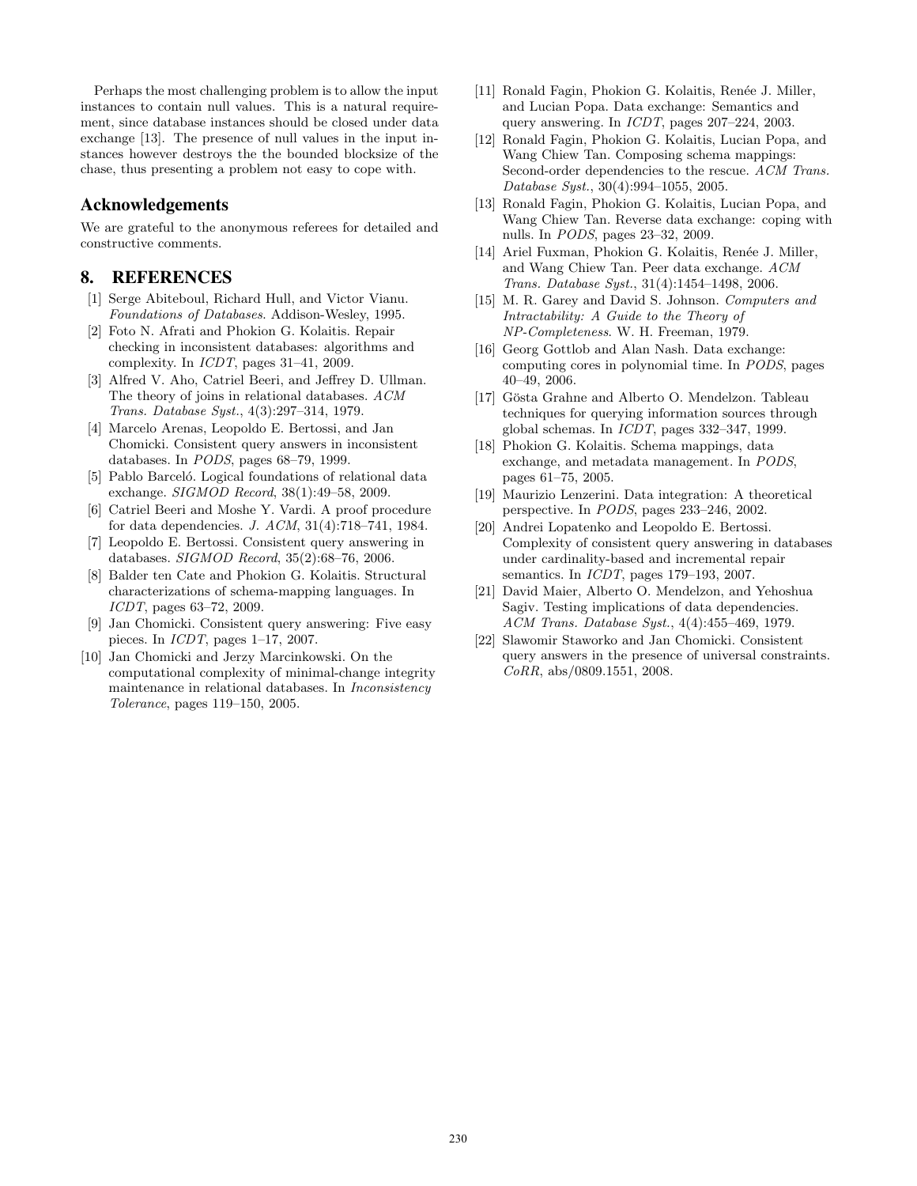Perhaps the most challenging problem is to allow the input instances to contain null values. This is a natural requirement, since database instances should be closed under data exchange [13]. The presence of null values in the input instances however destroys the the bounded blocksize of the chase, thus presenting a problem not easy to cope with.

## Acknowledgements

We are grateful to the anonymous referees for detailed and constructive comments.

## 8. REFERENCES

[1] Serge Abiteboul, Richard Hull, and Victor Vianu. *Foundations of Databases*. Addison-Wesley, 1995.

[2] Foto N. Afrati and Phokion G. Kolaitis. Repair checking in inconsistent databases: algorithms and complexity. In *ICDT*, pages 31–41, 2009.

[3] Alfred V. Aho, Catriel Beeri, and Jeffrey D. Ullman. The theory of joins in relational databases. *ACM Trans. Database Syst.*, 4(3):297–314, 1979.

[4] Marcelo Arenas, Leopoldo E. Bertossi, and Jan Chomicki. Consistent query answers in inconsistent databases. In *PODS*, pages 68–79, 1999.

[5] Pablo Barceló. Logical foundations of relational data exchange. *SIGMOD Record*, 38(1):49–58, 2009.

[6] Catriel Beeri and Moshe Y. Vardi. A proof procedure for data dependencies. *J. ACM*, 31(4):718–741, 1984.

[7] Leopoldo E. Bertossi. Consistent query answering in databases. *SIGMOD Record*, 35(2):68–76, 2006.

[8] Balder ten Cate and Phokion G. Kolaitis. Structural characterizations of schema-mapping languages. In *ICDT*, pages 63–72, 2009.

[9] Jan Chomicki. Consistent query answering: Five easy pieces. In *ICDT*, pages 1–17, 2007.

[10] Jan Chomicki and Jerzy Marcinkowski. On the computational complexity of minimal-change integrity maintenance in relational databases. In *Inconsistency Tolerance*, pages 119–150, 2005.

[11] Ronald Fagin, Phokion G. Kolaitis, Renée J. Miller, and Lucian Popa. Data exchange: Semantics and query answering. In *ICDT*, pages 207–224, 2003.

[12] Ronald Fagin, Phokion G. Kolaitis, Lucian Popa, and Wang Chiew Tan. Composing schema mappings: Second-order dependencies to the rescue. *ACM Trans. Database Syst.*, 30(4):994–1055, 2005.

[13] Ronald Fagin, Phokion G. Kolaitis, Lucian Popa, and Wang Chiew Tan. Reverse data exchange: coping with nulls. In *PODS*, pages 23–32, 2009.

[14] Ariel Fuxman, Phokion G. Kolaitis, Renée J. Miller, and Wang Chiew Tan. Peer data exchange. *ACM Trans. Database Syst.*, 31(4):1454–1498, 2006.

[15] M. R. Garey and David S. Johnson. *Computers and Intractability: A Guide to the Theory of NP-Completeness*. W. H. Freeman, 1979.

[16] Georg Gottlob and Alan Nash. Data exchange: computing cores in polynomial time. In *PODS*, pages 40–49, 2006.

[17] Gösta Grahne and Alberto O. Mendelzon. Tableau techniques for querying information sources through global schemas. In *ICDT*, pages 332–347, 1999.

[18] Phokion G. Kolaitis. Schema mappings, data exchange, and metadata management. In *PODS*, pages 61–75, 2005.

[19] Maurizio Lenzerini. Data integration: A theoretical perspective. In *PODS*, pages 233–246, 2002.

[20] Andrei Lopatenko and Leopoldo E. Bertossi. Complexity of consistent query answering in databases under cardinality-based and incremental repair semantics. In *ICDT*, pages 179–193, 2007.

[21] David Maier, Alberto O. Mendelzon, and Yehoshua Sagiv. Testing implications of data dependencies. *ACM Trans. Database Syst.*, 4(4):455–469, 1979.

[22] Slawomir Staworko and Jan Chomicki. Consistent query answers in the presence of universal constraints. *CoRR*, abs/0809.1551, 2008.